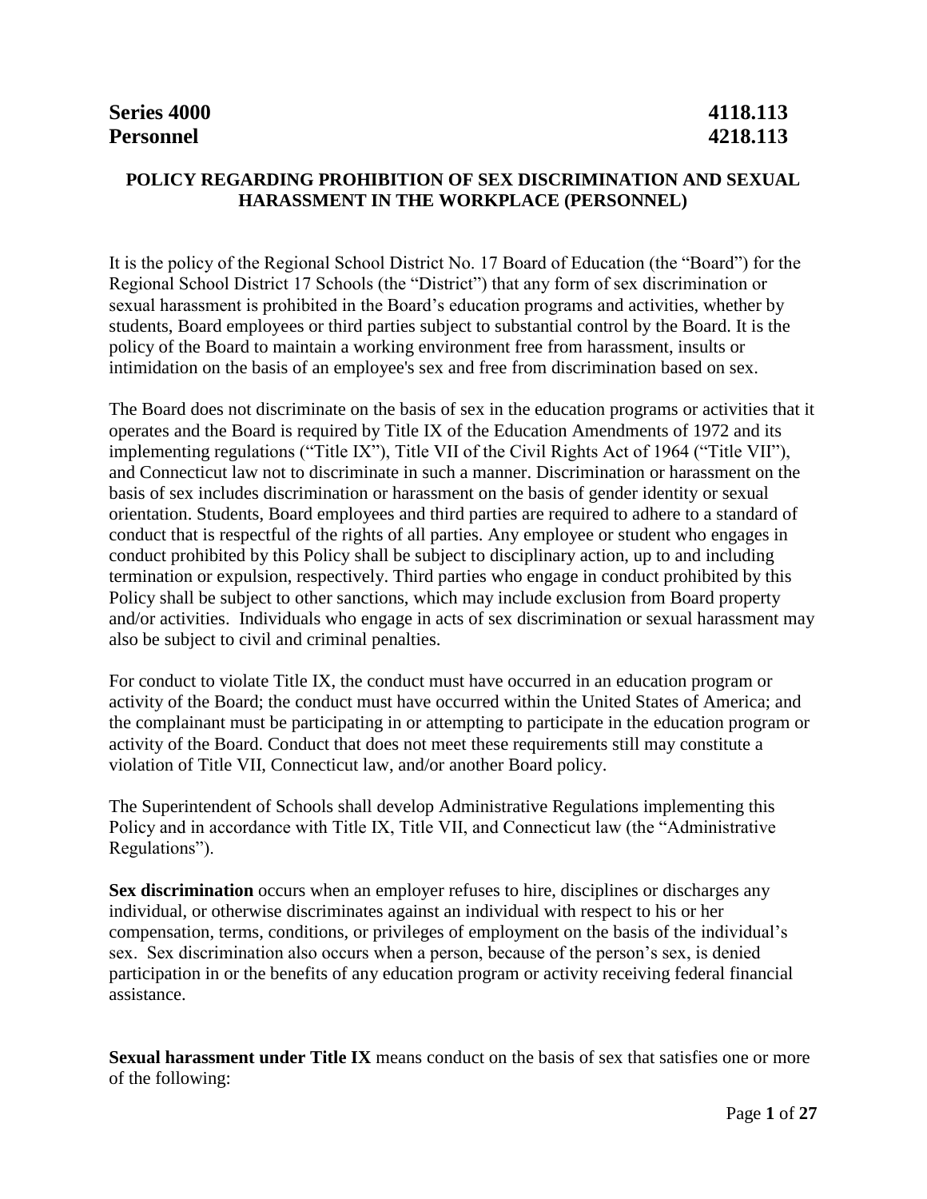**Series 4000** **4118.113**
**Personnel** **4218.113**

**POLICY REGARDING PROHIBITION OF SEX DISCRIMINATION AND SEXUAL HARASSMENT IN THE WORKPLACE (PERSONNEL)**

It is the policy of the Regional School District No. 17 Board of Education (the "Board") for the Regional School District 17 Schools (the "District") that any form of sex discrimination or sexual harassment is prohibited in the Board's education programs and activities, whether by students, Board employees or third parties subject to substantial control by the Board. It is the policy of the Board to maintain a working environment free from harassment, insults or intimidation on the basis of an employee's sex and free from discrimination based on sex.

The Board does not discriminate on the basis of sex in the education programs or activities that it operates and the Board is required by Title IX of the Education Amendments of 1972 and its implementing regulations ("Title IX"), Title VII of the Civil Rights Act of 1964 ("Title VII"), and Connecticut law not to discriminate in such a manner. Discrimination or harassment on the basis of sex includes discrimination or harassment on the basis of gender identity or sexual orientation. Students, Board employees and third parties are required to adhere to a standard of conduct that is respectful of the rights of all parties. Any employee or student who engages in conduct prohibited by this Policy shall be subject to disciplinary action, up to and including termination or expulsion, respectively. Third parties who engage in conduct prohibited by this Policy shall be subject to other sanctions, which may include exclusion from Board property and/or activities. Individuals who engage in acts of sex discrimination or sexual harassment may also be subject to civil and criminal penalties.

For conduct to violate Title IX, the conduct must have occurred in an education program or activity of the Board; the conduct must have occurred within the United States of America; and the complainant must be participating in or attempting to participate in the education program or activity of the Board. Conduct that does not meet these requirements still may constitute a violation of Title VII, Connecticut law, and/or another Board policy.

The Superintendent of Schools shall develop Administrative Regulations implementing this Policy and in accordance with Title IX, Title VII, and Connecticut law (the "Administrative Regulations").

**Sex discrimination** occurs when an employer refuses to hire, disciplines or discharges any individual, or otherwise discriminates against an individual with respect to his or her compensation, terms, conditions, or privileges of employment on the basis of the individual's sex. Sex discrimination also occurs when a person, because of the person's sex, is denied participation in or the benefits of any education program or activity receiving federal financial assistance.

**Sexual harassment under Title IX** means conduct on the basis of sex that satisfies one or more of the following: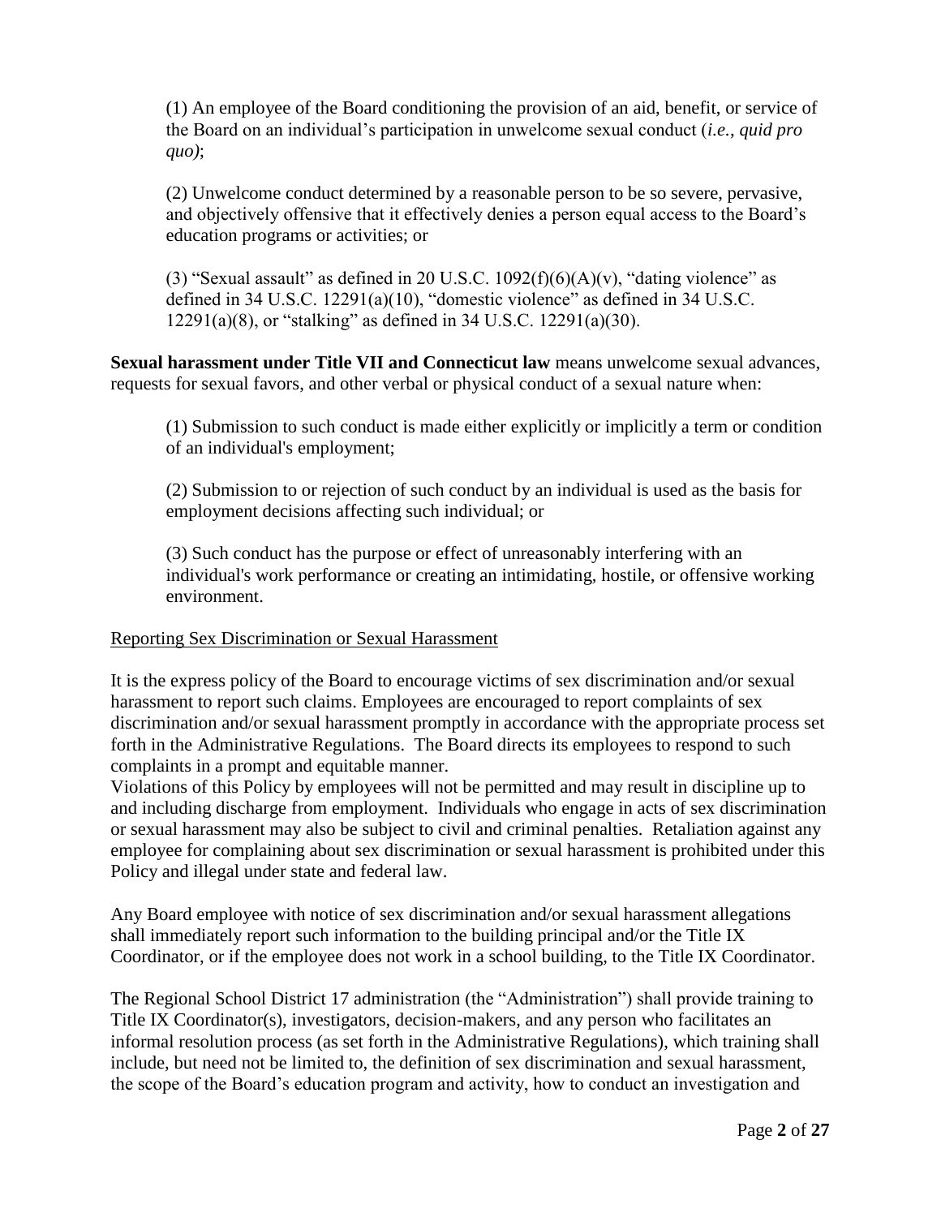(1) An employee of the Board conditioning the provision of an aid, benefit, or service of the Board on an individual's participation in unwelcome sexual conduct (*i.e.*, *quid pro quo)*;

(2) Unwelcome conduct determined by a reasonable person to be so severe, pervasive, and objectively offensive that it effectively denies a person equal access to the Board's education programs or activities; or

(3) "Sexual assault" as defined in 20 U.S.C. 1092(f)(6)(A)(v), "dating violence" as defined in 34 U.S.C. 12291(a)(10), "domestic violence" as defined in 34 U.S.C. 12291(a)(8), or "stalking" as defined in 34 U.S.C. 12291(a)(30).

**Sexual harassment under Title VII and Connecticut law** means unwelcome sexual advances, requests for sexual favors, and other verbal or physical conduct of a sexual nature when:

(1) Submission to such conduct is made either explicitly or implicitly a term or condition of an individual's employment;

(2) Submission to or rejection of such conduct by an individual is used as the basis for employment decisions affecting such individual; or

(3) Such conduct has the purpose or effect of unreasonably interfering with an individual's work performance or creating an intimidating, hostile, or offensive working environment.

<u>Reporting Sex Discrimination or Sexual Harassment</u>

It is the express policy of the Board to encourage victims of sex discrimination and/or sexual harassment to report such claims. Employees are encouraged to report complaints of sex discrimination and/or sexual harassment promptly in accordance with the appropriate process set forth in the Administrative Regulations. The Board directs its employees to respond to such complaints in a prompt and equitable manner.
Violations of this Policy by employees will not be permitted and may result in discipline up to and including discharge from employment. Individuals who engage in acts of sex discrimination or sexual harassment may also be subject to civil and criminal penalties. Retaliation against any employee for complaining about sex discrimination or sexual harassment is prohibited under this Policy and illegal under state and federal law.

Any Board employee with notice of sex discrimination and/or sexual harassment allegations shall immediately report such information to the building principal and/or the Title IX Coordinator, or if the employee does not work in a school building, to the Title IX Coordinator.

The Regional School District 17 administration (the "Administration") shall provide training to Title IX Coordinator(s), investigators, decision-makers, and any person who facilitates an informal resolution process (as set forth in the Administrative Regulations), which training shall include, but need not be limited to, the definition of sex discrimination and sexual harassment, the scope of the Board's education program and activity, how to conduct an investigation and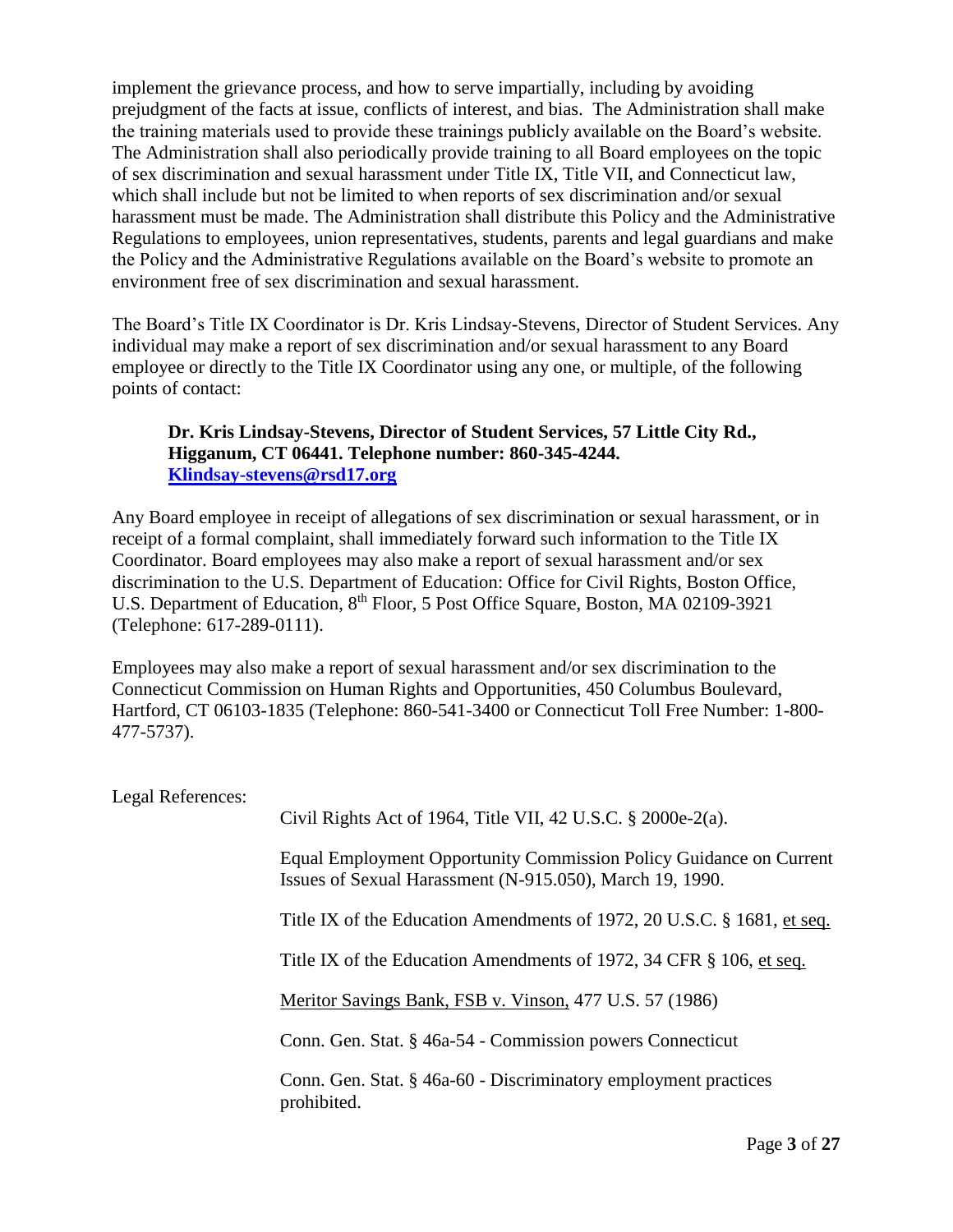implement the grievance process, and how to serve impartially, including by avoiding prejudgment of the facts at issue, conflicts of interest, and bias. The Administration shall make the training materials used to provide these trainings publicly available on the Board's website. The Administration shall also periodically provide training to all Board employees on the topic of sex discrimination and sexual harassment under Title IX, Title VII, and Connecticut law, which shall include but not be limited to when reports of sex discrimination and/or sexual harassment must be made. The Administration shall distribute this Policy and the Administrative Regulations to employees, union representatives, students, parents and legal guardians and make the Policy and the Administrative Regulations available on the Board's website to promote an environment free of sex discrimination and sexual harassment.

The Board's Title IX Coordinator is Dr. Kris Lindsay-Stevens, Director of Student Services. Any individual may make a report of sex discrimination and/or sexual harassment to any Board employee or directly to the Title IX Coordinator using any one, or multiple, of the following points of contact:

> **Dr. Kris Lindsay-Stevens, Director of Student Services, 57 Little City Rd., Higganum, CT 06441. Telephone number: 860-345-4244. Klindsay-stevens@rsd17.org**

Any Board employee in receipt of allegations of sex discrimination or sexual harassment, or in receipt of a formal complaint, shall immediately forward such information to the Title IX Coordinator. Board employees may also make a report of sexual harassment and/or sex discrimination to the U.S. Department of Education: Office for Civil Rights, Boston Office, U.S. Department of Education, 8th Floor, 5 Post Office Square, Boston, MA 02109-3921 (Telephone: 617-289-0111).

Employees may also make a report of sexual harassment and/or sex discrimination to the Connecticut Commission on Human Rights and Opportunities, 450 Columbus Boulevard, Hartford, CT 06103-1835 (Telephone: 860-541-3400 or Connecticut Toll Free Number: 1-800-477-5737).

Legal References:

Civil Rights Act of 1964, Title VII, 42 U.S.C. § 2000e-2(a).

Equal Employment Opportunity Commission Policy Guidance on Current Issues of Sexual Harassment (N-915.050), March 19, 1990.

Title IX of the Education Amendments of 1972, 20 U.S.C. § 1681, et seq.

Title IX of the Education Amendments of 1972, 34 CFR § 106, et seq.

Meritor Savings Bank, FSB v. Vinson, 477 U.S. 57 (1986)

Conn. Gen. Stat. § 46a-54 - Commission powers Connecticut

Conn. Gen. Stat. § 46a-60 - Discriminatory employment practices prohibited.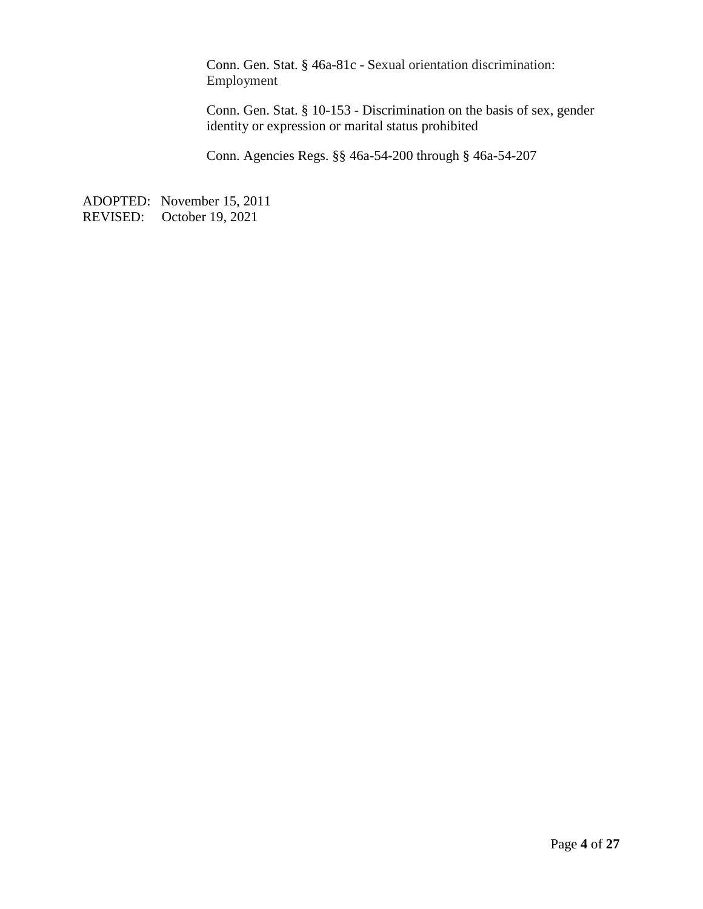Conn. Gen. Stat. § 46a-81c - Sexual orientation discrimination: Employment

Conn. Gen. Stat. § 10-153 - Discrimination on the basis of sex, gender identity or expression or marital status prohibited

Conn. Agencies Regs. §§ 46a-54-200 through § 46a-54-207

ADOPTED: November 15, 2011
REVISED: October 19, 2021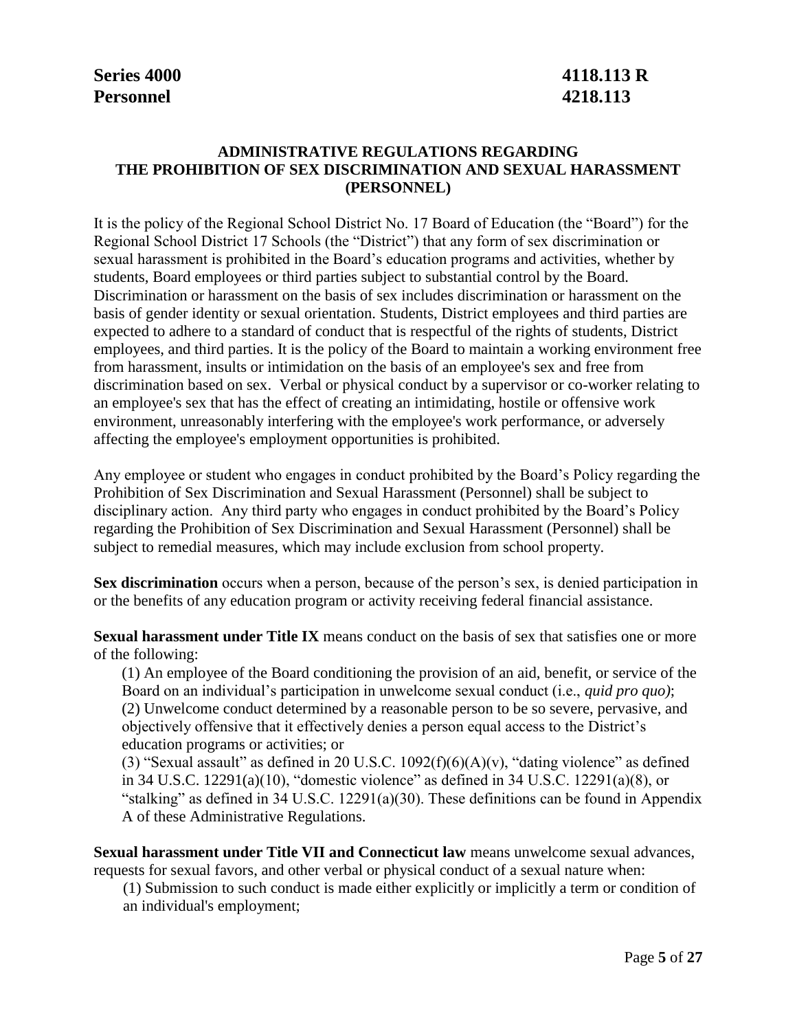**Series 4000 4118.113 R**
**Personnel 4218.113**

## ADMINISTRATIVE REGULATIONS REGARDING THE PROHIBITION OF SEX DISCRIMINATION AND SEXUAL HARASSMENT (PERSONNEL)

It is the policy of the Regional School District No. 17 Board of Education (the "Board") for the Regional School District 17 Schools (the "District") that any form of sex discrimination or sexual harassment is prohibited in the Board's education programs and activities, whether by students, Board employees or third parties subject to substantial control by the Board. Discrimination or harassment on the basis of sex includes discrimination or harassment on the basis of gender identity or sexual orientation. Students, District employees and third parties are expected to adhere to a standard of conduct that is respectful of the rights of students, District employees, and third parties. It is the policy of the Board to maintain a working environment free from harassment, insults or intimidation on the basis of an employee's sex and free from discrimination based on sex. Verbal or physical conduct by a supervisor or co-worker relating to an employee's sex that has the effect of creating an intimidating, hostile or offensive work environment, unreasonably interfering with the employee's work performance, or adversely affecting the employee's employment opportunities is prohibited.

Any employee or student who engages in conduct prohibited by the Board's Policy regarding the Prohibition of Sex Discrimination and Sexual Harassment (Personnel) shall be subject to disciplinary action. Any third party who engages in conduct prohibited by the Board's Policy regarding the Prohibition of Sex Discrimination and Sexual Harassment (Personnel) shall be subject to remedial measures, which may include exclusion from school property.

**Sex discrimination** occurs when a person, because of the person's sex, is denied participation in or the benefits of any education program or activity receiving federal financial assistance.

**Sexual harassment under Title IX** means conduct on the basis of sex that satisfies one or more of the following:

(1) An employee of the Board conditioning the provision of an aid, benefit, or service of the Board on an individual's participation in unwelcome sexual conduct (i.e., *quid pro quo)*;
(2) Unwelcome conduct determined by a reasonable person to be so severe, pervasive, and objectively offensive that it effectively denies a person equal access to the District's education programs or activities; or
(3) "Sexual assault" as defined in 20 U.S.C. 1092(f)(6)(A)(v), "dating violence" as defined in 34 U.S.C. 12291(a)(10), "domestic violence" as defined in 34 U.S.C. 12291(a)(8), or "stalking" as defined in 34 U.S.C. 12291(a)(30). These definitions can be found in Appendix A of these Administrative Regulations.

**Sexual harassment under Title VII and Connecticut law** means unwelcome sexual advances, requests for sexual favors, and other verbal or physical conduct of a sexual nature when:

(1) Submission to such conduct is made either explicitly or implicitly a term or condition of an individual's employment;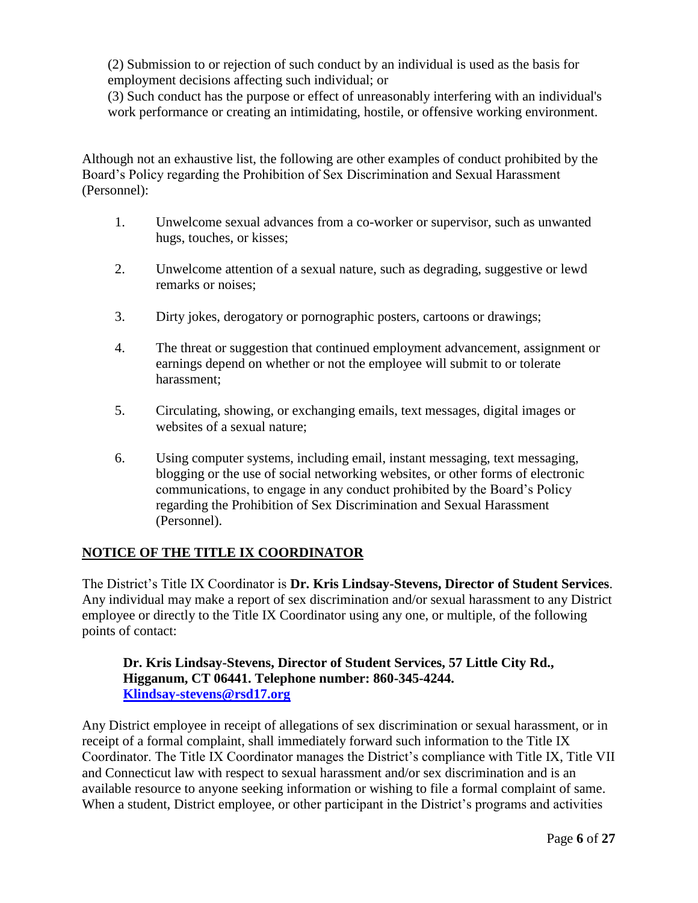(2) Submission to or rejection of such conduct by an individual is used as the basis for employment decisions affecting such individual; or
(3) Such conduct has the purpose or effect of unreasonably interfering with an individual's work performance or creating an intimidating, hostile, or offensive working environment.

Although not an exhaustive list, the following are other examples of conduct prohibited by the Board's Policy regarding the Prohibition of Sex Discrimination and Sexual Harassment (Personnel):

1. Unwelcome sexual advances from a co-worker or supervisor, such as unwanted hugs, touches, or kisses;

2. Unwelcome attention of a sexual nature, such as degrading, suggestive or lewd remarks or noises;

3. Dirty jokes, derogatory or pornographic posters, cartoons or drawings;

4. The threat or suggestion that continued employment advancement, assignment or earnings depend on whether or not the employee will submit to or tolerate harassment;

5. Circulating, showing, or exchanging emails, text messages, digital images or websites of a sexual nature;

6. Using computer systems, including email, instant messaging, text messaging, blogging or the use of social networking websites, or other forms of electronic communications, to engage in any conduct prohibited by the Board's Policy regarding the Prohibition of Sex Discrimination and Sexual Harassment (Personnel).

## NOTICE OF THE TITLE IX COORDINATOR

The District's Title IX Coordinator is **Dr. Kris Lindsay-Stevens, Director of Student Services**. Any individual may make a report of sex discrimination and/or sexual harassment to any District employee or directly to the Title IX Coordinator using any one, or multiple, of the following points of contact:

> **Dr. Kris Lindsay-Stevens, Director of Student Services, 57 Little City Rd., Higganum, CT 06441. Telephone number: 860-345-4244.**
> **Klindsay-stevens@rsd17.org**

Any District employee in receipt of allegations of sex discrimination or sexual harassment, or in receipt of a formal complaint, shall immediately forward such information to the Title IX Coordinator. The Title IX Coordinator manages the District's compliance with Title IX, Title VII and Connecticut law with respect to sexual harassment and/or sex discrimination and is an available resource to anyone seeking information or wishing to file a formal complaint of same. When a student, District employee, or other participant in the District's programs and activities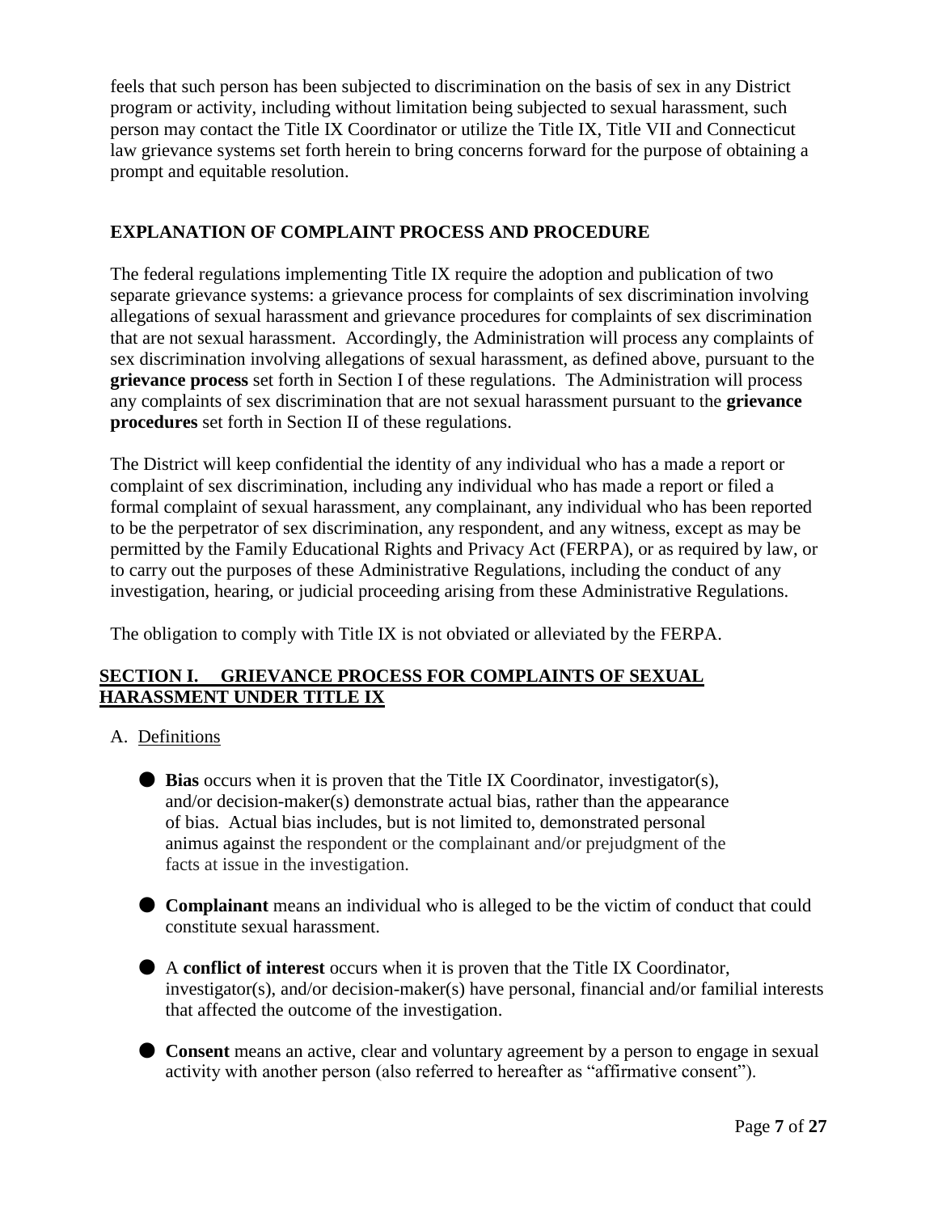feels that such person has been subjected to discrimination on the basis of sex in any District program or activity, including without limitation being subjected to sexual harassment, such person may contact the Title IX Coordinator or utilize the Title IX, Title VII and Connecticut law grievance systems set forth herein to bring concerns forward for the purpose of obtaining a prompt and equitable resolution.

## EXPLANATION OF COMPLAINT PROCESS AND PROCEDURE

The federal regulations implementing Title IX require the adoption and publication of two separate grievance systems: a grievance process for complaints of sex discrimination involving allegations of sexual harassment and grievance procedures for complaints of sex discrimination that are not sexual harassment. Accordingly, the Administration will process any complaints of sex discrimination involving allegations of sexual harassment, as defined above, pursuant to the **grievance process** set forth in Section I of these regulations. The Administration will process any complaints of sex discrimination that are not sexual harassment pursuant to the **grievance procedures** set forth in Section II of these regulations.

The District will keep confidential the identity of any individual who has a made a report or complaint of sex discrimination, including any individual who has made a report or filed a formal complaint of sexual harassment, any complainant, any individual who has been reported to be the perpetrator of sex discrimination, any respondent, and any witness, except as may be permitted by the Family Educational Rights and Privacy Act (FERPA), or as required by law, or to carry out the purposes of these Administrative Regulations, including the conduct of any investigation, hearing, or judicial proceeding arising from these Administrative Regulations.

The obligation to comply with Title IX is not obviated or alleviated by the FERPA.

## SECTION I. GRIEVANCE PROCESS FOR COMPLAINTS OF SEXUAL HARASSMENT UNDER TITLE IX

### A. Definitions

- **Bias** occurs when it is proven that the Title IX Coordinator, investigator(s), and/or decision-maker(s) demonstrate actual bias, rather than the appearance of bias. Actual bias includes, but is not limited to, demonstrated personal animus against the respondent or the complainant and/or prejudgment of the facts at issue in the investigation.

- **Complainant** means an individual who is alleged to be the victim of conduct that could constitute sexual harassment.

- A **conflict of interest** occurs when it is proven that the Title IX Coordinator, investigator(s), and/or decision-maker(s) have personal, financial and/or familial interests that affected the outcome of the investigation.

- **Consent** means an active, clear and voluntary agreement by a person to engage in sexual activity with another person (also referred to hereafter as "affirmative consent").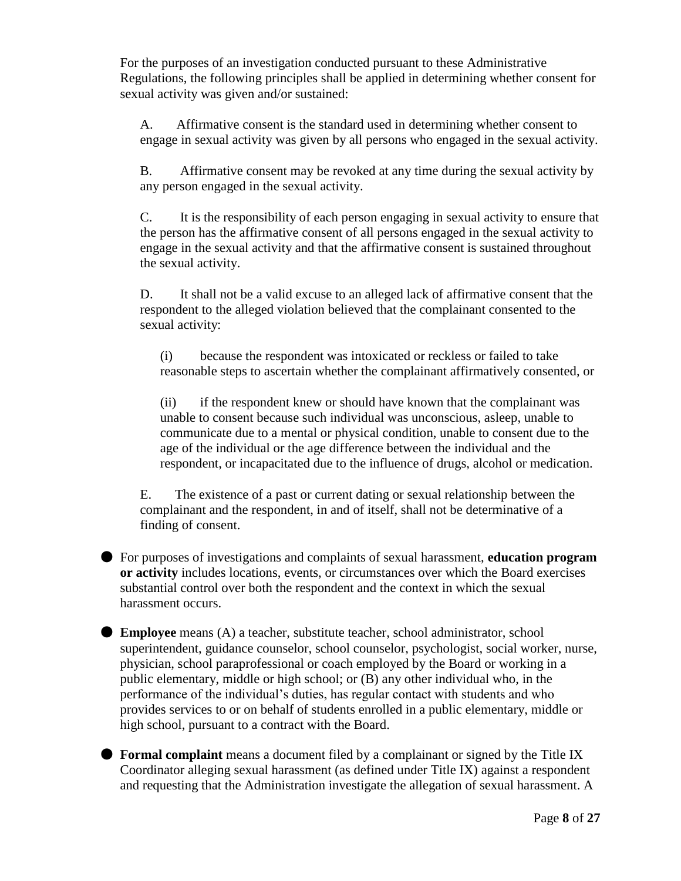For the purposes of an investigation conducted pursuant to these Administrative Regulations, the following principles shall be applied in determining whether consent for sexual activity was given and/or sustained:

A. Affirmative consent is the standard used in determining whether consent to engage in sexual activity was given by all persons who engaged in the sexual activity.

B. Affirmative consent may be revoked at any time during the sexual activity by any person engaged in the sexual activity.

C. It is the responsibility of each person engaging in sexual activity to ensure that the person has the affirmative consent of all persons engaged in the sexual activity to engage in the sexual activity and that the affirmative consent is sustained throughout the sexual activity.

D. It shall not be a valid excuse to an alleged lack of affirmative consent that the respondent to the alleged violation believed that the complainant consented to the sexual activity:

(i) because the respondent was intoxicated or reckless or failed to take reasonable steps to ascertain whether the complainant affirmatively consented, or

(ii) if the respondent knew or should have known that the complainant was unable to consent because such individual was unconscious, asleep, unable to communicate due to a mental or physical condition, unable to consent due to the age of the individual or the age difference between the individual and the respondent, or incapacitated due to the influence of drugs, alcohol or medication.

E. The existence of a past or current dating or sexual relationship between the complainant and the respondent, in and of itself, shall not be determinative of a finding of consent.

- For purposes of investigations and complaints of sexual harassment, **education program or activity** includes locations, events, or circumstances over which the Board exercises substantial control over both the respondent and the context in which the sexual harassment occurs.

- **Employee** means (A) a teacher, substitute teacher, school administrator, school superintendent, guidance counselor, school counselor, psychologist, social worker, nurse, physician, school paraprofessional or coach employed by the Board or working in a public elementary, middle or high school; or (B) any other individual who, in the performance of the individual's duties, has regular contact with students and who provides services to or on behalf of students enrolled in a public elementary, middle or high school, pursuant to a contract with the Board.

- **Formal complaint** means a document filed by a complainant or signed by the Title IX Coordinator alleging sexual harassment (as defined under Title IX) against a respondent and requesting that the Administration investigate the allegation of sexual harassment. A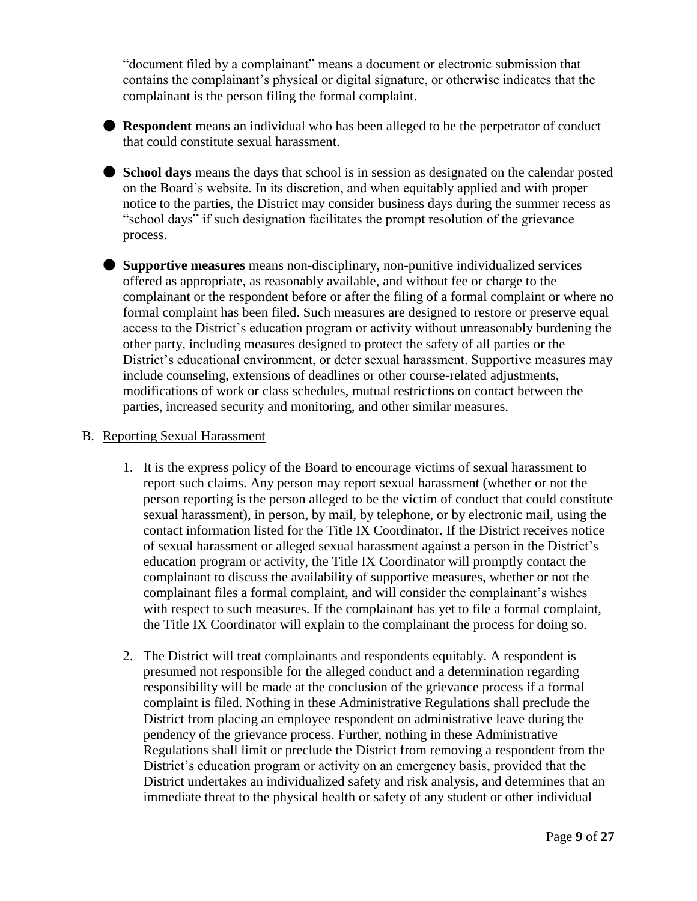"document filed by a complainant" means a document or electronic submission that contains the complainant's physical or digital signature, or otherwise indicates that the complainant is the person filing the formal complaint.

- **Respondent** means an individual who has been alleged to be the perpetrator of conduct that could constitute sexual harassment.

- **School days** means the days that school is in session as designated on the calendar posted on the Board's website. In its discretion, and when equitably applied and with proper notice to the parties, the District may consider business days during the summer recess as "school days" if such designation facilitates the prompt resolution of the grievance process.

- **Supportive measures** means non-disciplinary, non-punitive individualized services offered as appropriate, as reasonably available, and without fee or charge to the complainant or the respondent before or after the filing of a formal complaint or where no formal complaint has been filed. Such measures are designed to restore or preserve equal access to the District's education program or activity without unreasonably burdening the other party, including measures designed to protect the safety of all parties or the District's educational environment, or deter sexual harassment. Supportive measures may include counseling, extensions of deadlines or other course-related adjustments, modifications of work or class schedules, mutual restrictions on contact between the parties, increased security and monitoring, and other similar measures.

B. <u>Reporting Sexual Harassment</u>

1. It is the express policy of the Board to encourage victims of sexual harassment to report such claims. Any person may report sexual harassment (whether or not the person reporting is the person alleged to be the victim of conduct that could constitute sexual harassment), in person, by mail, by telephone, or by electronic mail, using the contact information listed for the Title IX Coordinator. If the District receives notice of sexual harassment or alleged sexual harassment against a person in the District's education program or activity, the Title IX Coordinator will promptly contact the complainant to discuss the availability of supportive measures, whether or not the complainant files a formal complaint, and will consider the complainant's wishes with respect to such measures. If the complainant has yet to file a formal complaint, the Title IX Coordinator will explain to the complainant the process for doing so.

2. The District will treat complainants and respondents equitably. A respondent is presumed not responsible for the alleged conduct and a determination regarding responsibility will be made at the conclusion of the grievance process if a formal complaint is filed. Nothing in these Administrative Regulations shall preclude the District from placing an employee respondent on administrative leave during the pendency of the grievance process. Further, nothing in these Administrative Regulations shall limit or preclude the District from removing a respondent from the District's education program or activity on an emergency basis, provided that the District undertakes an individualized safety and risk analysis, and determines that an immediate threat to the physical health or safety of any student or other individual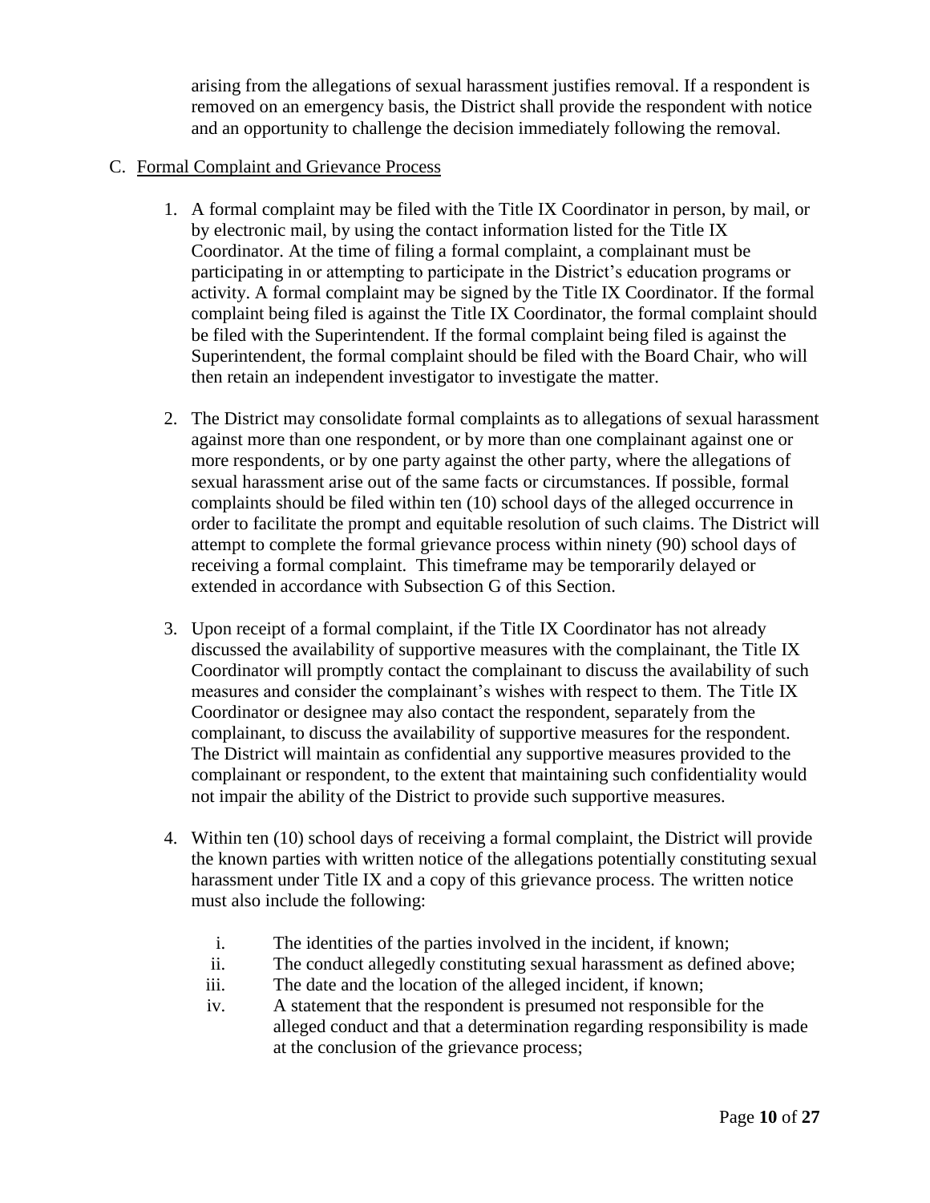arising from the allegations of sexual harassment justifies removal. If a respondent is removed on an emergency basis, the District shall provide the respondent with notice and an opportunity to challenge the decision immediately following the removal.

C. Formal Complaint and Grievance Process

1. A formal complaint may be filed with the Title IX Coordinator in person, by mail, or by electronic mail, by using the contact information listed for the Title IX Coordinator. At the time of filing a formal complaint, a complainant must be participating in or attempting to participate in the District's education programs or activity. A formal complaint may be signed by the Title IX Coordinator. If the formal complaint being filed is against the Title IX Coordinator, the formal complaint should be filed with the Superintendent. If the formal complaint being filed is against the Superintendent, the formal complaint should be filed with the Board Chair, who will then retain an independent investigator to investigate the matter.

2. The District may consolidate formal complaints as to allegations of sexual harassment against more than one respondent, or by more than one complainant against one or more respondents, or by one party against the other party, where the allegations of sexual harassment arise out of the same facts or circumstances. If possible, formal complaints should be filed within ten (10) school days of the alleged occurrence in order to facilitate the prompt and equitable resolution of such claims. The District will attempt to complete the formal grievance process within ninety (90) school days of receiving a formal complaint. This timeframe may be temporarily delayed or extended in accordance with Subsection G of this Section.

3. Upon receipt of a formal complaint, if the Title IX Coordinator has not already discussed the availability of supportive measures with the complainant, the Title IX Coordinator will promptly contact the complainant to discuss the availability of such measures and consider the complainant's wishes with respect to them. The Title IX Coordinator or designee may also contact the respondent, separately from the complainant, to discuss the availability of supportive measures for the respondent. The District will maintain as confidential any supportive measures provided to the complainant or respondent, to the extent that maintaining such confidentiality would not impair the ability of the District to provide such supportive measures.

4. Within ten (10) school days of receiving a formal complaint, the District will provide the known parties with written notice of the allegations potentially constituting sexual harassment under Title IX and a copy of this grievance process. The written notice must also include the following:

   i. The identities of the parties involved in the incident, if known;
   ii. The conduct allegedly constituting sexual harassment as defined above;
   iii. The date and the location of the alleged incident, if known;
   iv. A statement that the respondent is presumed not responsible for the alleged conduct and that a determination regarding responsibility is made at the conclusion of the grievance process;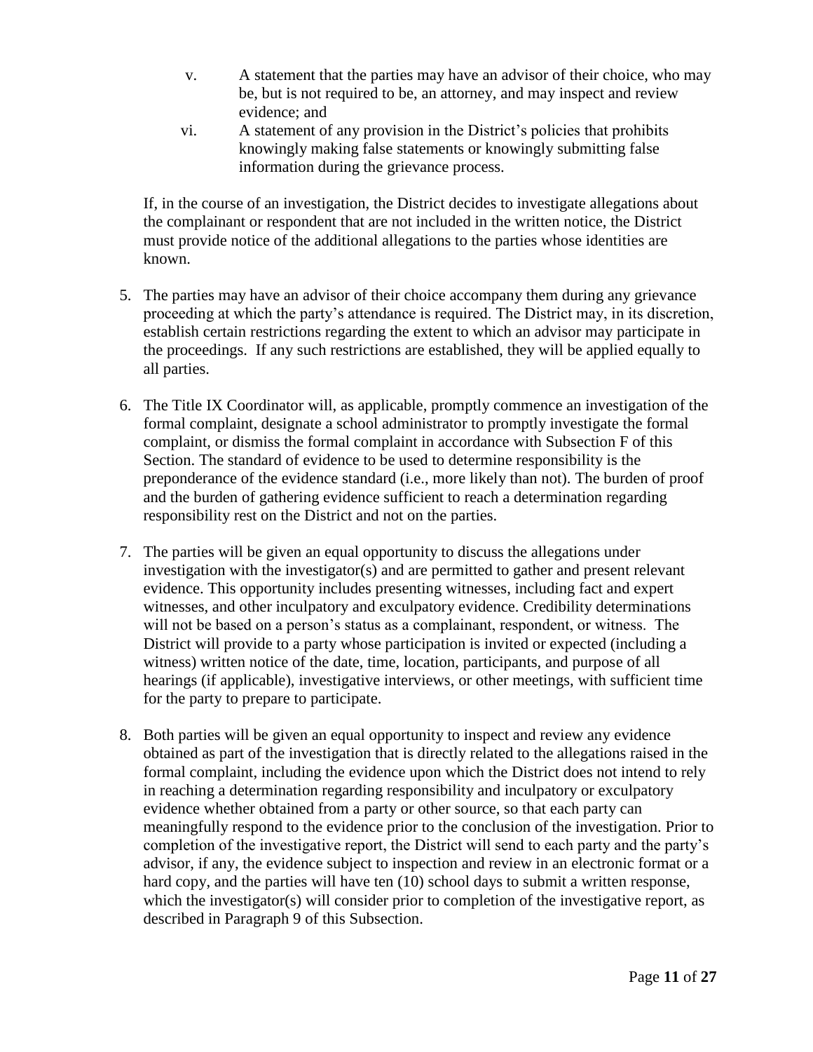v. A statement that the parties may have an advisor of their choice, who may be, but is not required to be, an attorney, and may inspect and review evidence; and

vi. A statement of any provision in the District's policies that prohibits knowingly making false statements or knowingly submitting false information during the grievance process.

If, in the course of an investigation, the District decides to investigate allegations about the complainant or respondent that are not included in the written notice, the District must provide notice of the additional allegations to the parties whose identities are known.

5. The parties may have an advisor of their choice accompany them during any grievance proceeding at which the party's attendance is required. The District may, in its discretion, establish certain restrictions regarding the extent to which an advisor may participate in the proceedings. If any such restrictions are established, they will be applied equally to all parties.

6. The Title IX Coordinator will, as applicable, promptly commence an investigation of the formal complaint, designate a school administrator to promptly investigate the formal complaint, or dismiss the formal complaint in accordance with Subsection F of this Section. The standard of evidence to be used to determine responsibility is the preponderance of the evidence standard (i.e., more likely than not). The burden of proof and the burden of gathering evidence sufficient to reach a determination regarding responsibility rest on the District and not on the parties.

7. The parties will be given an equal opportunity to discuss the allegations under investigation with the investigator(s) and are permitted to gather and present relevant evidence. This opportunity includes presenting witnesses, including fact and expert witnesses, and other inculpatory and exculpatory evidence. Credibility determinations will not be based on a person's status as a complainant, respondent, or witness. The District will provide to a party whose participation is invited or expected (including a witness) written notice of the date, time, location, participants, and purpose of all hearings (if applicable), investigative interviews, or other meetings, with sufficient time for the party to prepare to participate.

8. Both parties will be given an equal opportunity to inspect and review any evidence obtained as part of the investigation that is directly related to the allegations raised in the formal complaint, including the evidence upon which the District does not intend to rely in reaching a determination regarding responsibility and inculpatory or exculpatory evidence whether obtained from a party or other source, so that each party can meaningfully respond to the evidence prior to the conclusion of the investigation. Prior to completion of the investigative report, the District will send to each party and the party's advisor, if any, the evidence subject to inspection and review in an electronic format or a hard copy, and the parties will have ten (10) school days to submit a written response, which the investigator(s) will consider prior to completion of the investigative report, as described in Paragraph 9 of this Subsection.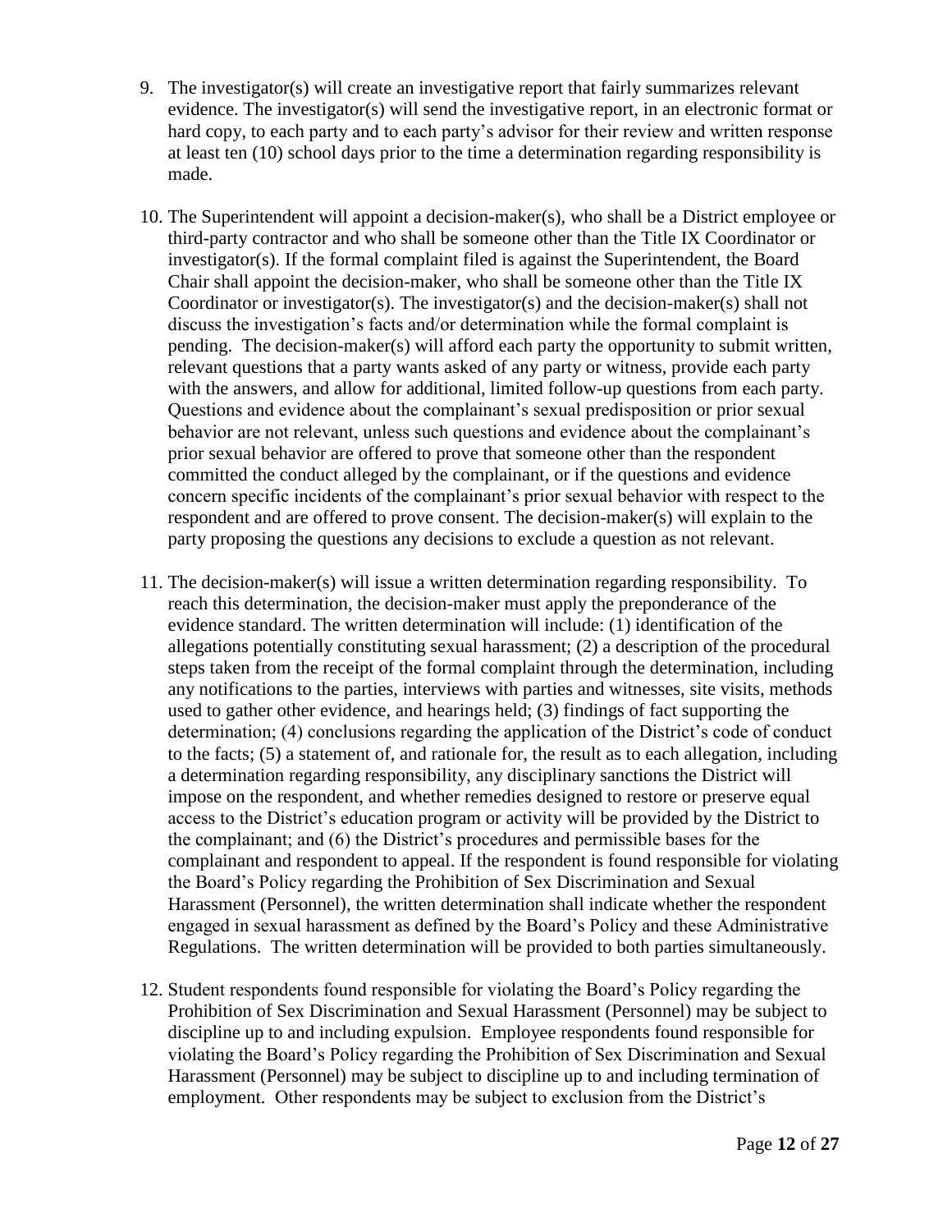9. The investigator(s) will create an investigative report that fairly summarizes relevant evidence. The investigator(s) will send the investigative report, in an electronic format or hard copy, to each party and to each party's advisor for their review and written response at least ten (10) school days prior to the time a determination regarding responsibility is made.

10. The Superintendent will appoint a decision-maker(s), who shall be a District employee or third-party contractor and who shall be someone other than the Title IX Coordinator or investigator(s). If the formal complaint filed is against the Superintendent, the Board Chair shall appoint the decision-maker, who shall be someone other than the Title IX Coordinator or investigator(s). The investigator(s) and the decision-maker(s) shall not discuss the investigation's facts and/or determination while the formal complaint is pending. The decision-maker(s) will afford each party the opportunity to submit written, relevant questions that a party wants asked of any party or witness, provide each party with the answers, and allow for additional, limited follow-up questions from each party. Questions and evidence about the complainant's sexual predisposition or prior sexual behavior are not relevant, unless such questions and evidence about the complainant's prior sexual behavior are offered to prove that someone other than the respondent committed the conduct alleged by the complainant, or if the questions and evidence concern specific incidents of the complainant's prior sexual behavior with respect to the respondent and are offered to prove consent. The decision-maker(s) will explain to the party proposing the questions any decisions to exclude a question as not relevant.

11. The decision-maker(s) will issue a written determination regarding responsibility. To reach this determination, the decision-maker must apply the preponderance of the evidence standard. The written determination will include: (1) identification of the allegations potentially constituting sexual harassment; (2) a description of the procedural steps taken from the receipt of the formal complaint through the determination, including any notifications to the parties, interviews with parties and witnesses, site visits, methods used to gather other evidence, and hearings held; (3) findings of fact supporting the determination; (4) conclusions regarding the application of the District's code of conduct to the facts; (5) a statement of, and rationale for, the result as to each allegation, including a determination regarding responsibility, any disciplinary sanctions the District will impose on the respondent, and whether remedies designed to restore or preserve equal access to the District's education program or activity will be provided by the District to the complainant; and (6) the District's procedures and permissible bases for the complainant and respondent to appeal. If the respondent is found responsible for violating the Board's Policy regarding the Prohibition of Sex Discrimination and Sexual Harassment (Personnel), the written determination shall indicate whether the respondent engaged in sexual harassment as defined by the Board's Policy and these Administrative Regulations. The written determination will be provided to both parties simultaneously.

12. Student respondents found responsible for violating the Board's Policy regarding the Prohibition of Sex Discrimination and Sexual Harassment (Personnel) may be subject to discipline up to and including expulsion. Employee respondents found responsible for violating the Board's Policy regarding the Prohibition of Sex Discrimination and Sexual Harassment (Personnel) may be subject to discipline up to and including termination of employment. Other respondents may be subject to exclusion from the District's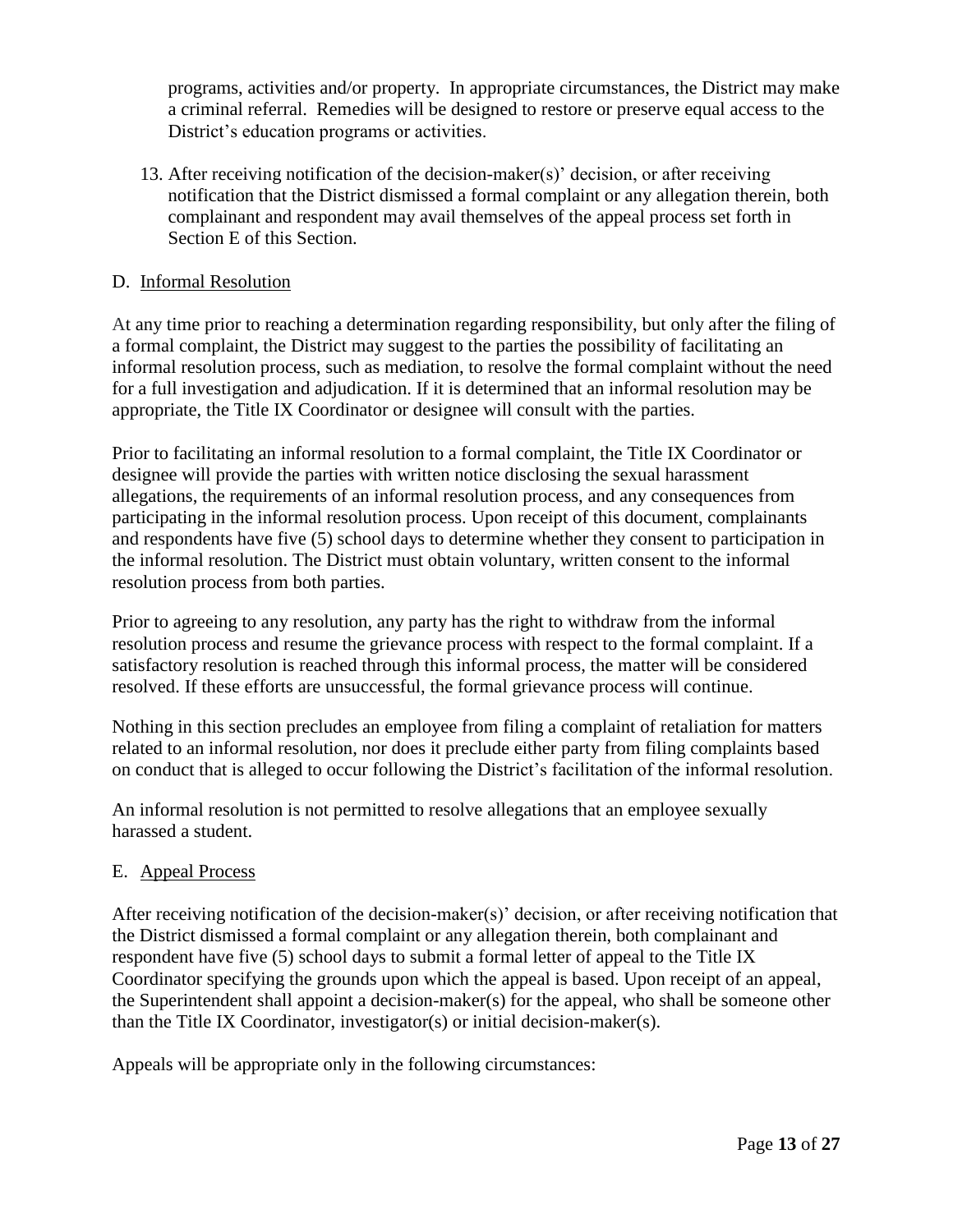programs, activities and/or property. In appropriate circumstances, the District may make a criminal referral. Remedies will be designed to restore or preserve equal access to the District's education programs or activities.

13. After receiving notification of the decision-maker(s)' decision, or after receiving notification that the District dismissed a formal complaint or any allegation therein, both complainant and respondent may avail themselves of the appeal process set forth in Section E of this Section.

D. Informal Resolution

At any time prior to reaching a determination regarding responsibility, but only after the filing of a formal complaint, the District may suggest to the parties the possibility of facilitating an informal resolution process, such as mediation, to resolve the formal complaint without the need for a full investigation and adjudication. If it is determined that an informal resolution may be appropriate, the Title IX Coordinator or designee will consult with the parties.

Prior to facilitating an informal resolution to a formal complaint, the Title IX Coordinator or designee will provide the parties with written notice disclosing the sexual harassment allegations, the requirements of an informal resolution process, and any consequences from participating in the informal resolution process. Upon receipt of this document, complainants and respondents have five (5) school days to determine whether they consent to participation in the informal resolution. The District must obtain voluntary, written consent to the informal resolution process from both parties.

Prior to agreeing to any resolution, any party has the right to withdraw from the informal resolution process and resume the grievance process with respect to the formal complaint. If a satisfactory resolution is reached through this informal process, the matter will be considered resolved. If these efforts are unsuccessful, the formal grievance process will continue.

Nothing in this section precludes an employee from filing a complaint of retaliation for matters related to an informal resolution, nor does it preclude either party from filing complaints based on conduct that is alleged to occur following the District's facilitation of the informal resolution.

An informal resolution is not permitted to resolve allegations that an employee sexually harassed a student.

E. Appeal Process

After receiving notification of the decision-maker(s)' decision, or after receiving notification that the District dismissed a formal complaint or any allegation therein, both complainant and respondent have five (5) school days to submit a formal letter of appeal to the Title IX Coordinator specifying the grounds upon which the appeal is based. Upon receipt of an appeal, the Superintendent shall appoint a decision-maker(s) for the appeal, who shall be someone other than the Title IX Coordinator, investigator(s) or initial decision-maker(s).

Appeals will be appropriate only in the following circumstances: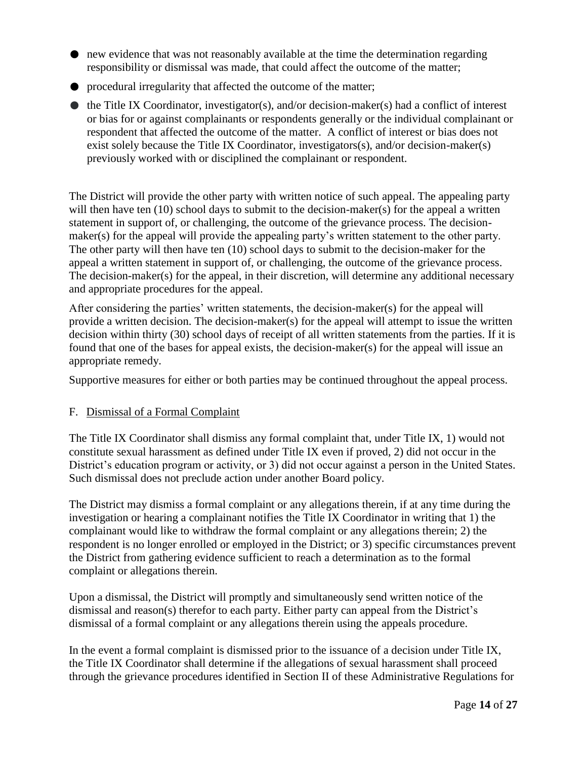- new evidence that was not reasonably available at the time the determination regarding responsibility or dismissal was made, that could affect the outcome of the matter;
- procedural irregularity that affected the outcome of the matter;
- the Title IX Coordinator, investigator(s), and/or decision-maker(s) had a conflict of interest or bias for or against complainants or respondents generally or the individual complainant or respondent that affected the outcome of the matter. A conflict of interest or bias does not exist solely because the Title IX Coordinator, investigators(s), and/or decision-maker(s) previously worked with or disciplined the complainant or respondent.

The District will provide the other party with written notice of such appeal. The appealing party will then have ten (10) school days to submit to the decision-maker(s) for the appeal a written statement in support of, or challenging, the outcome of the grievance process. The decision-maker(s) for the appeal will provide the appealing party's written statement to the other party. The other party will then have ten (10) school days to submit to the decision-maker for the appeal a written statement in support of, or challenging, the outcome of the grievance process. The decision-maker(s) for the appeal, in their discretion, will determine any additional necessary and appropriate procedures for the appeal.

After considering the parties' written statements, the decision-maker(s) for the appeal will provide a written decision. The decision-maker(s) for the appeal will attempt to issue the written decision within thirty (30) school days of receipt of all written statements from the parties. If it is found that one of the bases for appeal exists, the decision-maker(s) for the appeal will issue an appropriate remedy.

Supportive measures for either or both parties may be continued throughout the appeal process.

### F. Dismissal of a Formal Complaint

The Title IX Coordinator shall dismiss any formal complaint that, under Title IX, 1) would not constitute sexual harassment as defined under Title IX even if proved, 2) did not occur in the District's education program or activity, or 3) did not occur against a person in the United States. Such dismissal does not preclude action under another Board policy.

The District may dismiss a formal complaint or any allegations therein, if at any time during the investigation or hearing a complainant notifies the Title IX Coordinator in writing that 1) the complainant would like to withdraw the formal complaint or any allegations therein; 2) the respondent is no longer enrolled or employed in the District; or 3) specific circumstances prevent the District from gathering evidence sufficient to reach a determination as to the formal complaint or allegations therein.

Upon a dismissal, the District will promptly and simultaneously send written notice of the dismissal and reason(s) therefor to each party. Either party can appeal from the District's dismissal of a formal complaint or any allegations therein using the appeals procedure.

In the event a formal complaint is dismissed prior to the issuance of a decision under Title IX, the Title IX Coordinator shall determine if the allegations of sexual harassment shall proceed through the grievance procedures identified in Section II of these Administrative Regulations for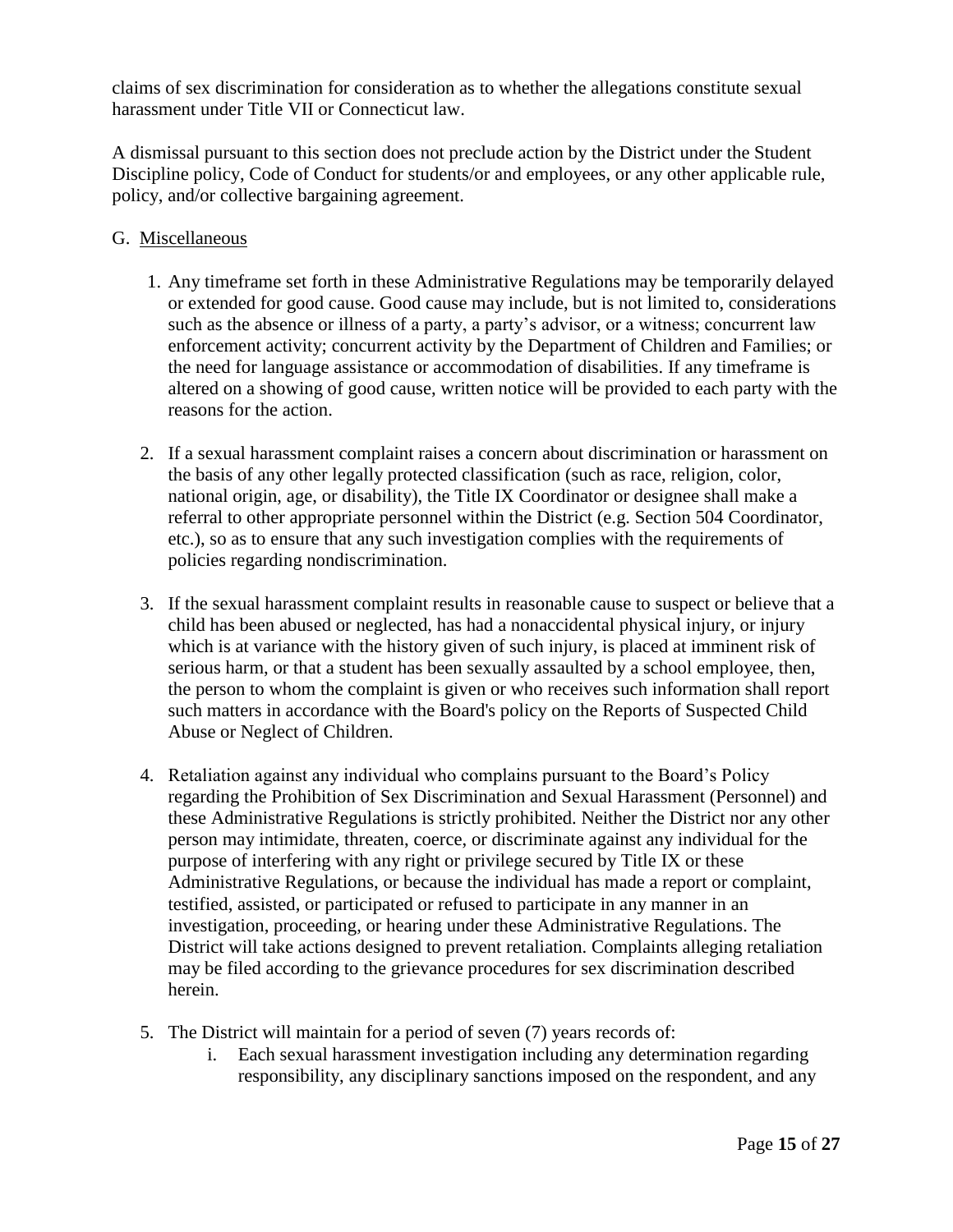claims of sex discrimination for consideration as to whether the allegations constitute sexual harassment under Title VII or Connecticut law.

A dismissal pursuant to this section does not preclude action by the District under the Student Discipline policy, Code of Conduct for students/or and employees, or any other applicable rule, policy, and/or collective bargaining agreement.

G. <u>Miscellaneous</u>

1. Any timeframe set forth in these Administrative Regulations may be temporarily delayed or extended for good cause. Good cause may include, but is not limited to, considerations such as the absence or illness of a party, a party's advisor, or a witness; concurrent law enforcement activity; concurrent activity by the Department of Children and Families; or the need for language assistance or accommodation of disabilities. If any timeframe is altered on a showing of good cause, written notice will be provided to each party with the reasons for the action.

2. If a sexual harassment complaint raises a concern about discrimination or harassment on the basis of any other legally protected classification (such as race, religion, color, national origin, age, or disability), the Title IX Coordinator or designee shall make a referral to other appropriate personnel within the District (e.g. Section 504 Coordinator, etc.), so as to ensure that any such investigation complies with the requirements of policies regarding nondiscrimination.

3. If the sexual harassment complaint results in reasonable cause to suspect or believe that a child has been abused or neglected, has had a nonaccidental physical injury, or injury which is at variance with the history given of such injury, is placed at imminent risk of serious harm, or that a student has been sexually assaulted by a school employee, then, the person to whom the complaint is given or who receives such information shall report such matters in accordance with the Board's policy on the Reports of Suspected Child Abuse or Neglect of Children.

4. Retaliation against any individual who complains pursuant to the Board's Policy regarding the Prohibition of Sex Discrimination and Sexual Harassment (Personnel) and these Administrative Regulations is strictly prohibited. Neither the District nor any other person may intimidate, threaten, coerce, or discriminate against any individual for the purpose of interfering with any right or privilege secured by Title IX or these Administrative Regulations, or because the individual has made a report or complaint, testified, assisted, or participated or refused to participate in any manner in an investigation, proceeding, or hearing under these Administrative Regulations. The District will take actions designed to prevent retaliation. Complaints alleging retaliation may be filed according to the grievance procedures for sex discrimination described herein.

5. The District will maintain for a period of seven (7) years records of:
   i. Each sexual harassment investigation including any determination regarding responsibility, any disciplinary sanctions imposed on the respondent, and any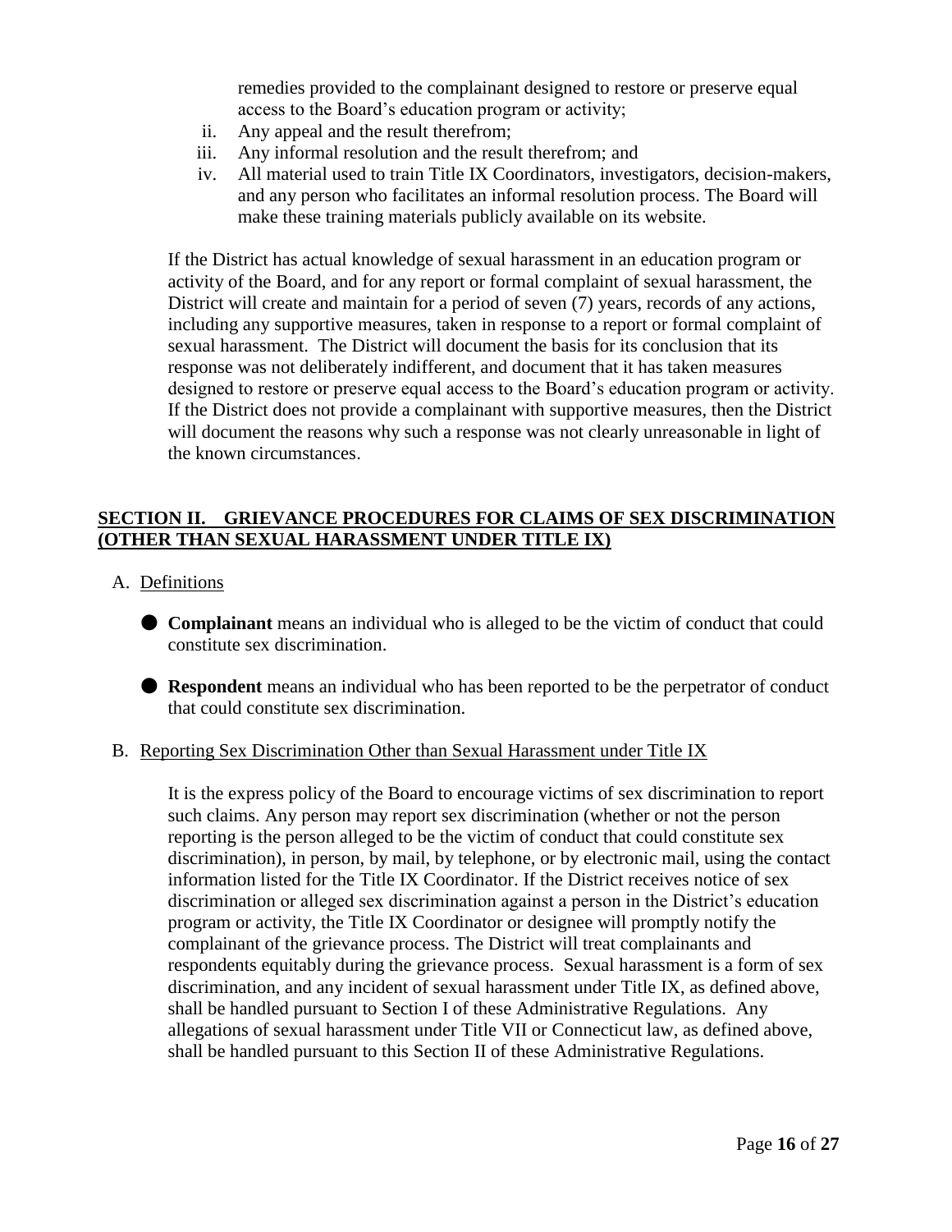remedies provided to the complainant designed to restore or preserve equal access to the Board's education program or activity;

ii. Any appeal and the result therefrom;
iii. Any informal resolution and the result therefrom; and
iv. All material used to train Title IX Coordinators, investigators, decision-makers, and any person who facilitates an informal resolution process. The Board will make these training materials publicly available on its website.

If the District has actual knowledge of sexual harassment in an education program or activity of the Board, and for any report or formal complaint of sexual harassment, the District will create and maintain for a period of seven (7) years, records of any actions, including any supportive measures, taken in response to a report or formal complaint of sexual harassment. The District will document the basis for its conclusion that its response was not deliberately indifferent, and document that it has taken measures designed to restore or preserve equal access to the Board's education program or activity. If the District does not provide a complainant with supportive measures, then the District will document the reasons why such a response was not clearly unreasonable in light of the known circumstances.

## SECTION II. GRIEVANCE PROCEDURES FOR CLAIMS OF SEX DISCRIMINATION (OTHER THAN SEXUAL HARASSMENT UNDER TITLE IX)

A. Definitions

- **Complainant** means an individual who is alleged to be the victim of conduct that could constitute sex discrimination.

- **Respondent** means an individual who has been reported to be the perpetrator of conduct that could constitute sex discrimination.

B. Reporting Sex Discrimination Other than Sexual Harassment under Title IX

It is the express policy of the Board to encourage victims of sex discrimination to report such claims. Any person may report sex discrimination (whether or not the person reporting is the person alleged to be the victim of conduct that could constitute sex discrimination), in person, by mail, by telephone, or by electronic mail, using the contact information listed for the Title IX Coordinator. If the District receives notice of sex discrimination or alleged sex discrimination against a person in the District's education program or activity, the Title IX Coordinator or designee will promptly notify the complainant of the grievance process. The District will treat complainants and respondents equitably during the grievance process. Sexual harassment is a form of sex discrimination, and any incident of sexual harassment under Title IX, as defined above, shall be handled pursuant to Section I of these Administrative Regulations. Any allegations of sexual harassment under Title VII or Connecticut law, as defined above, shall be handled pursuant to this Section II of these Administrative Regulations.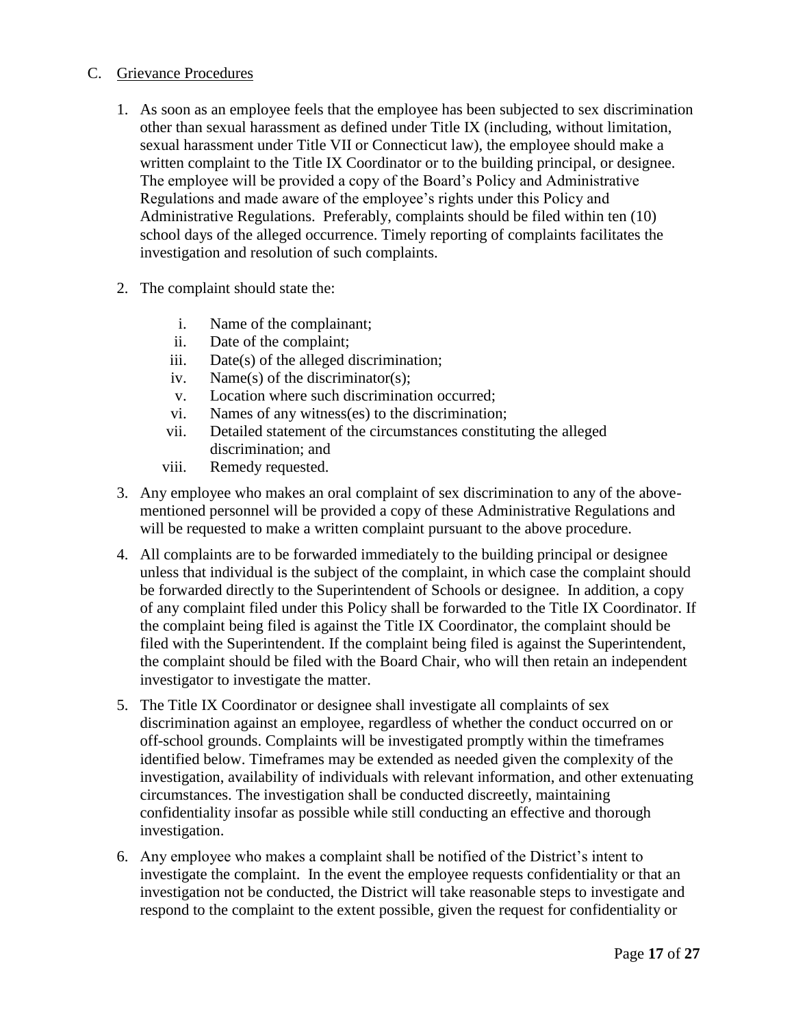## C. Grievance Procedures

1. As soon as an employee feels that the employee has been subjected to sex discrimination other than sexual harassment as defined under Title IX (including, without limitation, sexual harassment under Title VII or Connecticut law), the employee should make a written complaint to the Title IX Coordinator or to the building principal, or designee. The employee will be provided a copy of the Board's Policy and Administrative Regulations and made aware of the employee's rights under this Policy and Administrative Regulations. Preferably, complaints should be filed within ten (10) school days of the alleged occurrence. Timely reporting of complaints facilitates the investigation and resolution of such complaints.

2. The complaint should state the:

   i. Name of the complainant;
   ii. Date of the complaint;
   iii. Date(s) of the alleged discrimination;
   iv. Name(s) of the discriminator(s);
   v. Location where such discrimination occurred;
   vi. Names of any witness(es) to the discrimination;
   vii. Detailed statement of the circumstances constituting the alleged discrimination; and
   viii. Remedy requested.

3. Any employee who makes an oral complaint of sex discrimination to any of the above-mentioned personnel will be provided a copy of these Administrative Regulations and will be requested to make a written complaint pursuant to the above procedure.

4. All complaints are to be forwarded immediately to the building principal or designee unless that individual is the subject of the complaint, in which case the complaint should be forwarded directly to the Superintendent of Schools or designee. In addition, a copy of any complaint filed under this Policy shall be forwarded to the Title IX Coordinator. If the complaint being filed is against the Title IX Coordinator, the complaint should be filed with the Superintendent. If the complaint being filed is against the Superintendent, the complaint should be filed with the Board Chair, who will then retain an independent investigator to investigate the matter.

5. The Title IX Coordinator or designee shall investigate all complaints of sex discrimination against an employee, regardless of whether the conduct occurred on or off-school grounds. Complaints will be investigated promptly within the timeframes identified below. Timeframes may be extended as needed given the complexity of the investigation, availability of individuals with relevant information, and other extenuating circumstances. The investigation shall be conducted discreetly, maintaining confidentiality insofar as possible while still conducting an effective and thorough investigation.

6. Any employee who makes a complaint shall be notified of the District's intent to investigate the complaint. In the event the employee requests confidentiality or that an investigation not be conducted, the District will take reasonable steps to investigate and respond to the complaint to the extent possible, given the request for confidentiality or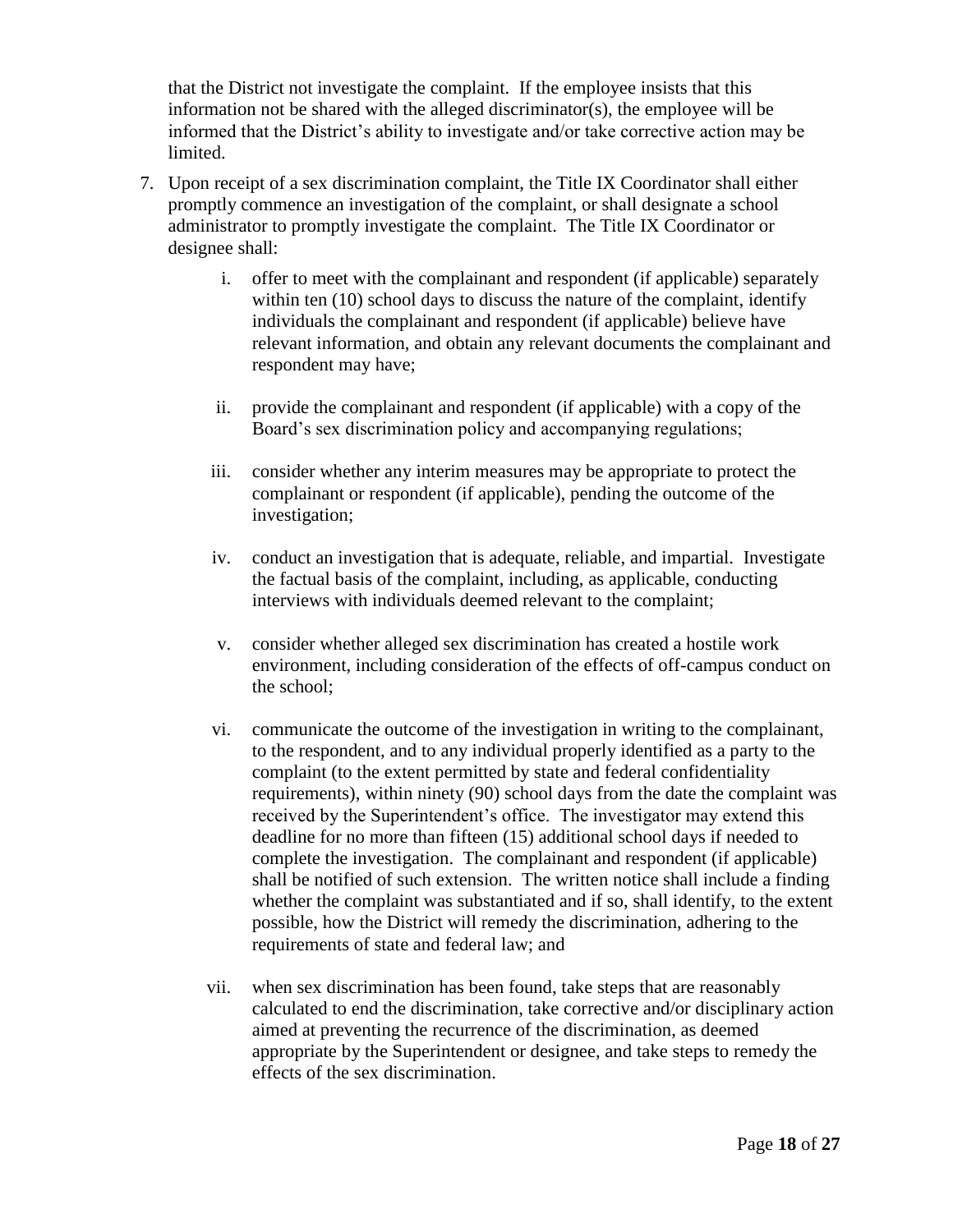that the District not investigate the complaint. If the employee insists that this information not be shared with the alleged discriminator(s), the employee will be informed that the District's ability to investigate and/or take corrective action may be limited.

7. Upon receipt of a sex discrimination complaint, the Title IX Coordinator shall either promptly commence an investigation of the complaint, or shall designate a school administrator to promptly investigate the complaint. The Title IX Coordinator or designee shall:

   i. offer to meet with the complainant and respondent (if applicable) separately within ten (10) school days to discuss the nature of the complaint, identify individuals the complainant and respondent (if applicable) believe have relevant information, and obtain any relevant documents the complainant and respondent may have;

   ii. provide the complainant and respondent (if applicable) with a copy of the Board's sex discrimination policy and accompanying regulations;

   iii. consider whether any interim measures may be appropriate to protect the complainant or respondent (if applicable), pending the outcome of the investigation;

   iv. conduct an investigation that is adequate, reliable, and impartial. Investigate the factual basis of the complaint, including, as applicable, conducting interviews with individuals deemed relevant to the complaint;

   v. consider whether alleged sex discrimination has created a hostile work environment, including consideration of the effects of off-campus conduct on the school;

   vi. communicate the outcome of the investigation in writing to the complainant, to the respondent, and to any individual properly identified as a party to the complaint (to the extent permitted by state and federal confidentiality requirements), within ninety (90) school days from the date the complaint was received by the Superintendent's office. The investigator may extend this deadline for no more than fifteen (15) additional school days if needed to complete the investigation. The complainant and respondent (if applicable) shall be notified of such extension. The written notice shall include a finding whether the complaint was substantiated and if so, shall identify, to the extent possible, how the District will remedy the discrimination, adhering to the requirements of state and federal law; and

   vii. when sex discrimination has been found, take steps that are reasonably calculated to end the discrimination, take corrective and/or disciplinary action aimed at preventing the recurrence of the discrimination, as deemed appropriate by the Superintendent or designee, and take steps to remedy the effects of the sex discrimination.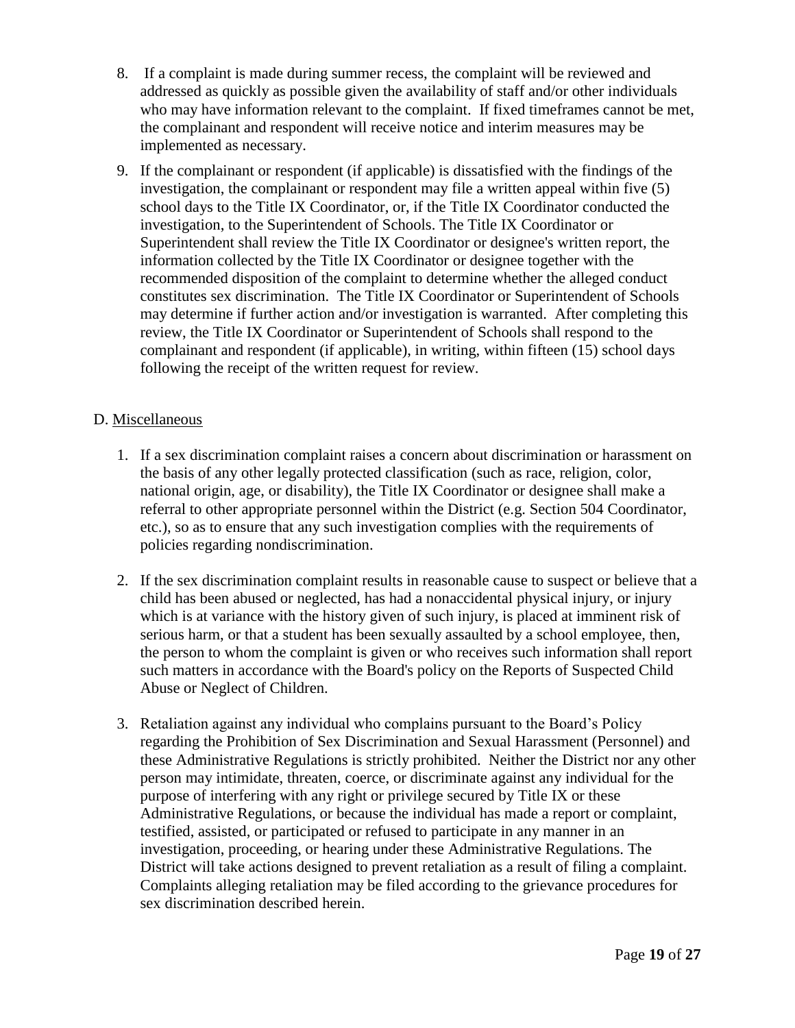8. If a complaint is made during summer recess, the complaint will be reviewed and addressed as quickly as possible given the availability of staff and/or other individuals who may have information relevant to the complaint. If fixed timeframes cannot be met, the complainant and respondent will receive notice and interim measures may be implemented as necessary.

9. If the complainant or respondent (if applicable) is dissatisfied with the findings of the investigation, the complainant or respondent may file a written appeal within five (5) school days to the Title IX Coordinator, or, if the Title IX Coordinator conducted the investigation, to the Superintendent of Schools. The Title IX Coordinator or Superintendent shall review the Title IX Coordinator or designee's written report, the information collected by the Title IX Coordinator or designee together with the recommended disposition of the complaint to determine whether the alleged conduct constitutes sex discrimination. The Title IX Coordinator or Superintendent of Schools may determine if further action and/or investigation is warranted. After completing this review, the Title IX Coordinator or Superintendent of Schools shall respond to the complainant and respondent (if applicable), in writing, within fifteen (15) school days following the receipt of the written request for review.

D. <u>Miscellaneous</u>

1. If a sex discrimination complaint raises a concern about discrimination or harassment on the basis of any other legally protected classification (such as race, religion, color, national origin, age, or disability), the Title IX Coordinator or designee shall make a referral to other appropriate personnel within the District (e.g. Section 504 Coordinator, etc.), so as to ensure that any such investigation complies with the requirements of policies regarding nondiscrimination.

2. If the sex discrimination complaint results in reasonable cause to suspect or believe that a child has been abused or neglected, has had a nonaccidental physical injury, or injury which is at variance with the history given of such injury, is placed at imminent risk of serious harm, or that a student has been sexually assaulted by a school employee, then, the person to whom the complaint is given or who receives such information shall report such matters in accordance with the Board's policy on the Reports of Suspected Child Abuse or Neglect of Children.

3. Retaliation against any individual who complains pursuant to the Board's Policy regarding the Prohibition of Sex Discrimination and Sexual Harassment (Personnel) and these Administrative Regulations is strictly prohibited. Neither the District nor any other person may intimidate, threaten, coerce, or discriminate against any individual for the purpose of interfering with any right or privilege secured by Title IX or these Administrative Regulations, or because the individual has made a report or complaint, testified, assisted, or participated or refused to participate in any manner in an investigation, proceeding, or hearing under these Administrative Regulations. The District will take actions designed to prevent retaliation as a result of filing a complaint. Complaints alleging retaliation may be filed according to the grievance procedures for sex discrimination described herein.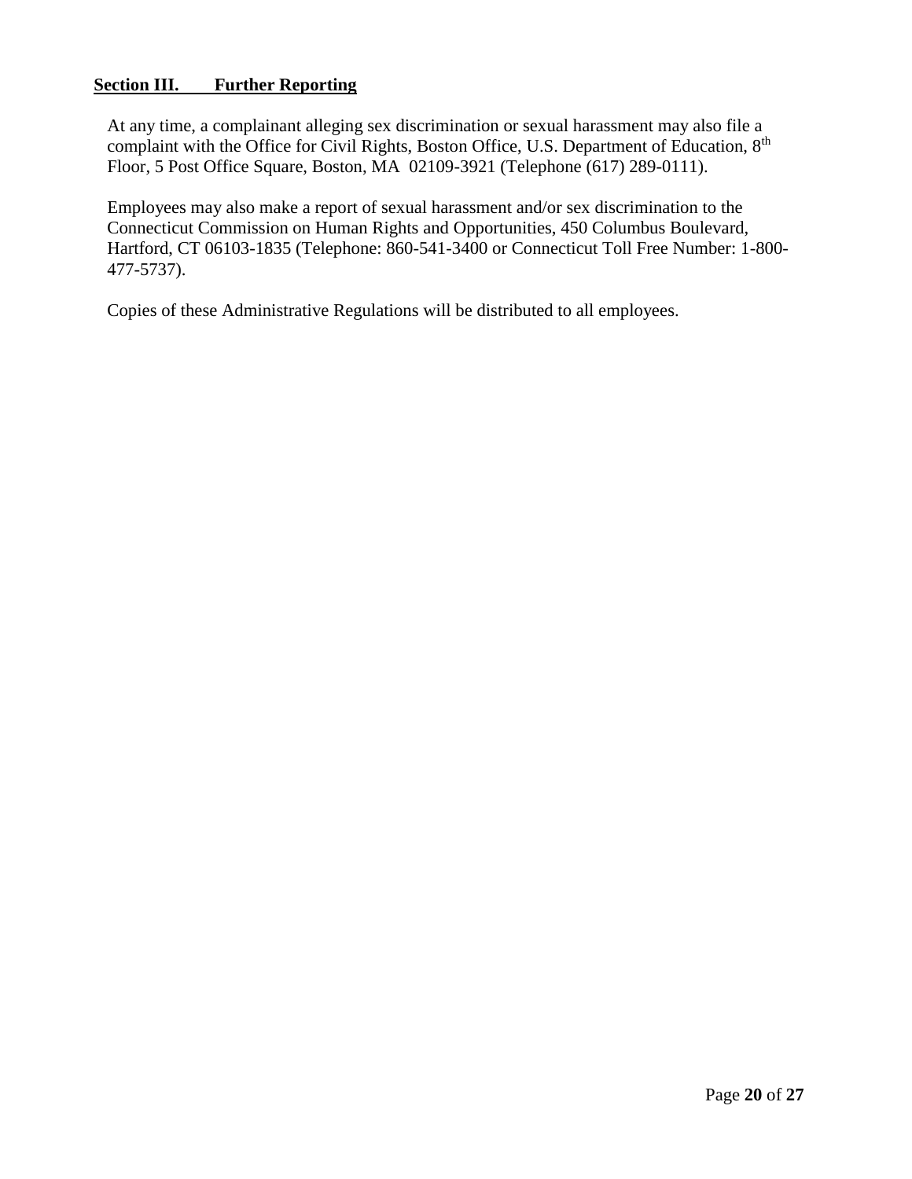## Section III. Further Reporting

At any time, a complainant alleging sex discrimination or sexual harassment may also file a complaint with the Office for Civil Rights, Boston Office, U.S. Department of Education, 8th Floor, 5 Post Office Square, Boston, MA 02109-3921 (Telephone (617) 289-0111).

Employees may also make a report of sexual harassment and/or sex discrimination to the Connecticut Commission on Human Rights and Opportunities, 450 Columbus Boulevard, Hartford, CT 06103-1835 (Telephone: 860-541-3400 or Connecticut Toll Free Number: 1-800-477-5737).

Copies of these Administrative Regulations will be distributed to all employees.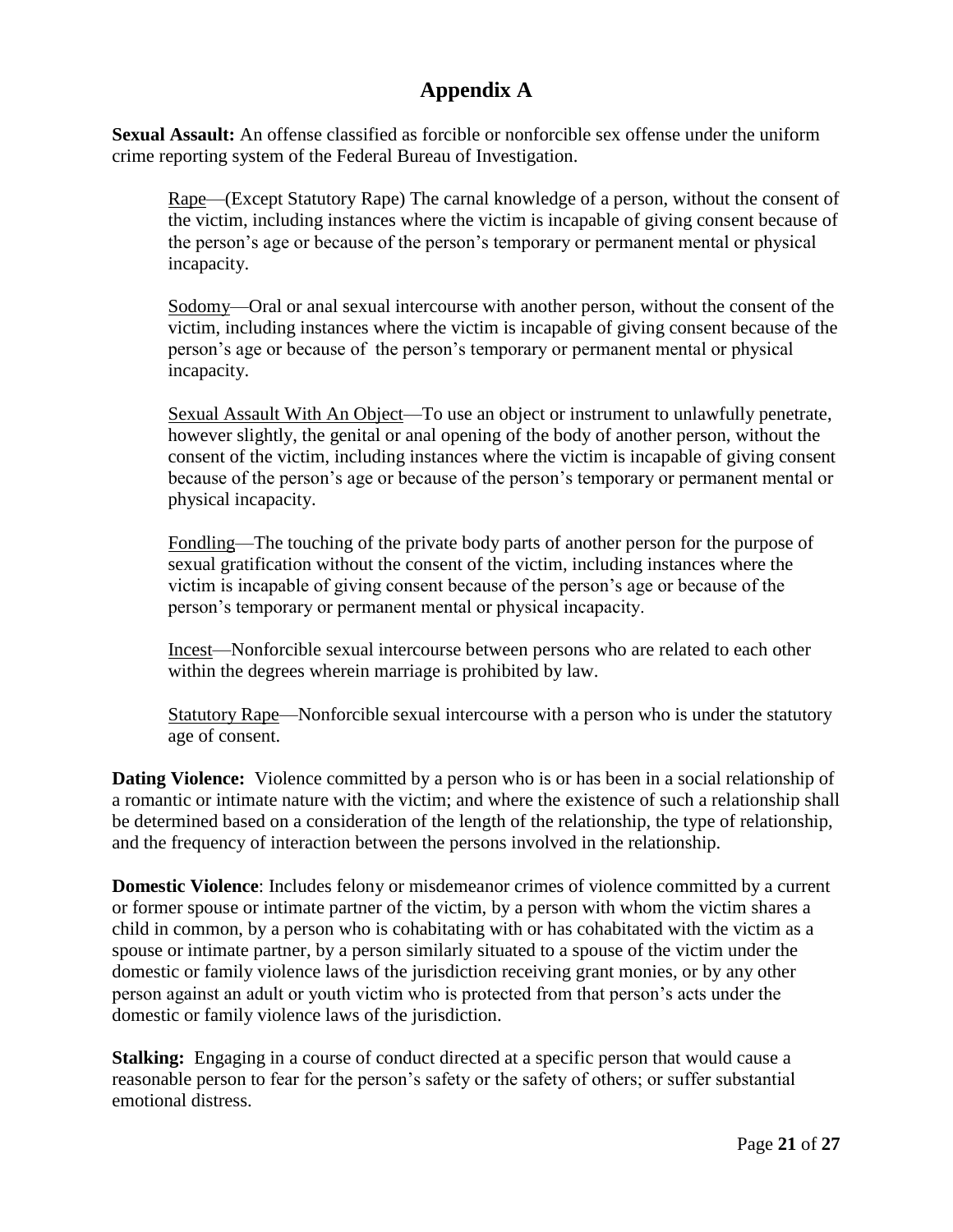# Appendix A

**Sexual Assault:** An offense classified as forcible or nonforcible sex offense under the uniform crime reporting system of the Federal Bureau of Investigation.

> Rape—(Except Statutory Rape) The carnal knowledge of a person, without the consent of the victim, including instances where the victim is incapable of giving consent because of the person's age or because of the person's temporary or permanent mental or physical incapacity.
>
> Sodomy—Oral or anal sexual intercourse with another person, without the consent of the victim, including instances where the victim is incapable of giving consent because of the person's age or because of the person's temporary or permanent mental or physical incapacity.
>
> Sexual Assault With An Object—To use an object or instrument to unlawfully penetrate, however slightly, the genital or anal opening of the body of another person, without the consent of the victim, including instances where the victim is incapable of giving consent because of the person's age or because of the person's temporary or permanent mental or physical incapacity.
>
> Fondling—The touching of the private body parts of another person for the purpose of sexual gratification without the consent of the victim, including instances where the victim is incapable of giving consent because of the person's age or because of the person's temporary or permanent mental or physical incapacity.
>
> Incest—Nonforcible sexual intercourse between persons who are related to each other within the degrees wherein marriage is prohibited by law.
>
> Statutory Rape—Nonforcible sexual intercourse with a person who is under the statutory age of consent.

**Dating Violence:** Violence committed by a person who is or has been in a social relationship of a romantic or intimate nature with the victim; and where the existence of such a relationship shall be determined based on a consideration of the length of the relationship, the type of relationship, and the frequency of interaction between the persons involved in the relationship.

**Domestic Violence**: Includes felony or misdemeanor crimes of violence committed by a current or former spouse or intimate partner of the victim, by a person with whom the victim shares a child in common, by a person who is cohabitating with or has cohabitated with the victim as a spouse or intimate partner, by a person similarly situated to a spouse of the victim under the domestic or family violence laws of the jurisdiction receiving grant monies, or by any other person against an adult or youth victim who is protected from that person's acts under the domestic or family violence laws of the jurisdiction.

**Stalking:** Engaging in a course of conduct directed at a specific person that would cause a reasonable person to fear for the person's safety or the safety of others; or suffer substantial emotional distress.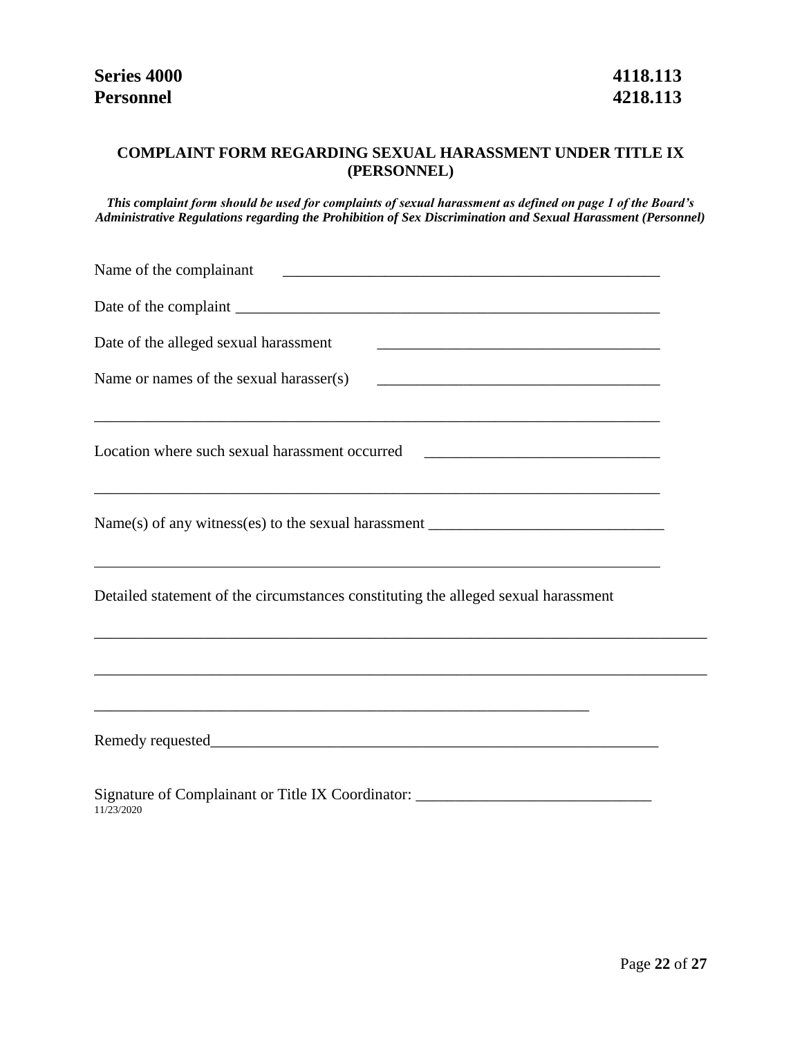**Series 4000** **4118.113**
**Personnel** **4218.113**

## COMPLAINT FORM REGARDING SEXUAL HARASSMENT UNDER TITLE IX (PERSONNEL)

***This complaint form should be used for complaints of sexual harassment as defined on page 1 of the Board's Administrative Regulations regarding the Prohibition of Sex Discrimination and Sexual Harassment (Personnel)***

Name of the complainant __________________________________________________

Date of the complaint ______________________________________________________

Date of the alleged sexual harassment ____________________________________

Name or names of the sexual harasser(s) ____________________________________

_______________________________________________________________________

Location where such sexual harassment occurred ______________________________

_______________________________________________________________________

Name(s) of any witness(es) to the sexual harassment ______________________________

_______________________________________________________________________

Detailed statement of the circumstances constituting the alleged sexual harassment

_______________________________________________________________________

_______________________________________________________________________

_________________________________________________________________

Remedy requested__________________________________________________________

Signature of Complainant or Title IX Coordinator: ______________________________

11/23/2020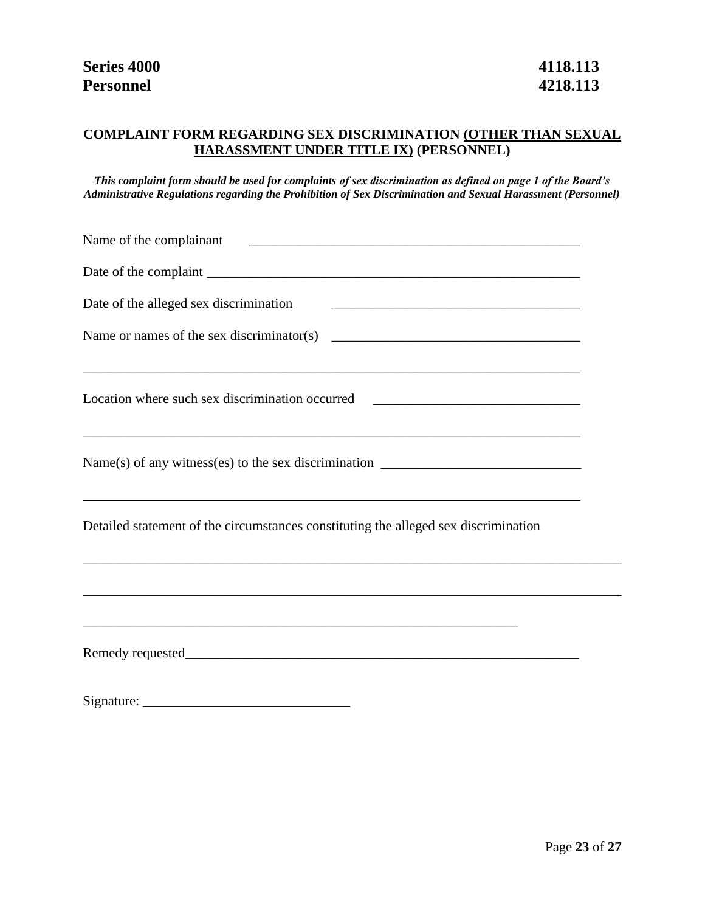**Series 4000** **4118.113**
**Personnel** **4218.113**

## COMPLAINT FORM REGARDING SEX DISCRIMINATION <u>(OTHER THAN SEXUAL HARASSMENT UNDER TITLE IX)</u> (PERSONNEL)

***This complaint form should be used for complaints of sex discrimination as defined on page 1 of the Board's Administrative Regulations regarding the Prohibition of Sex Discrimination and Sexual Harassment (Personnel)***

Name of the complainant ____________________________________________

Date of the complaint ____________________________________________

Date of the alleged sex discrimination ____________________________________

Name or names of the sex discriminator(s) ____________________________________

______________________________________________________________________

Location where such sex discrimination occurred ____________________________

______________________________________________________________________

Name(s) of any witness(es) to the sex discrimination ___________________________

______________________________________________________________________

Detailed statement of the circumstances constituting the alleged sex discrimination

______________________________________________________________________

______________________________________________________________________

______________________________________________________________

Remedy requested______________________________________________________

Signature: ______________________________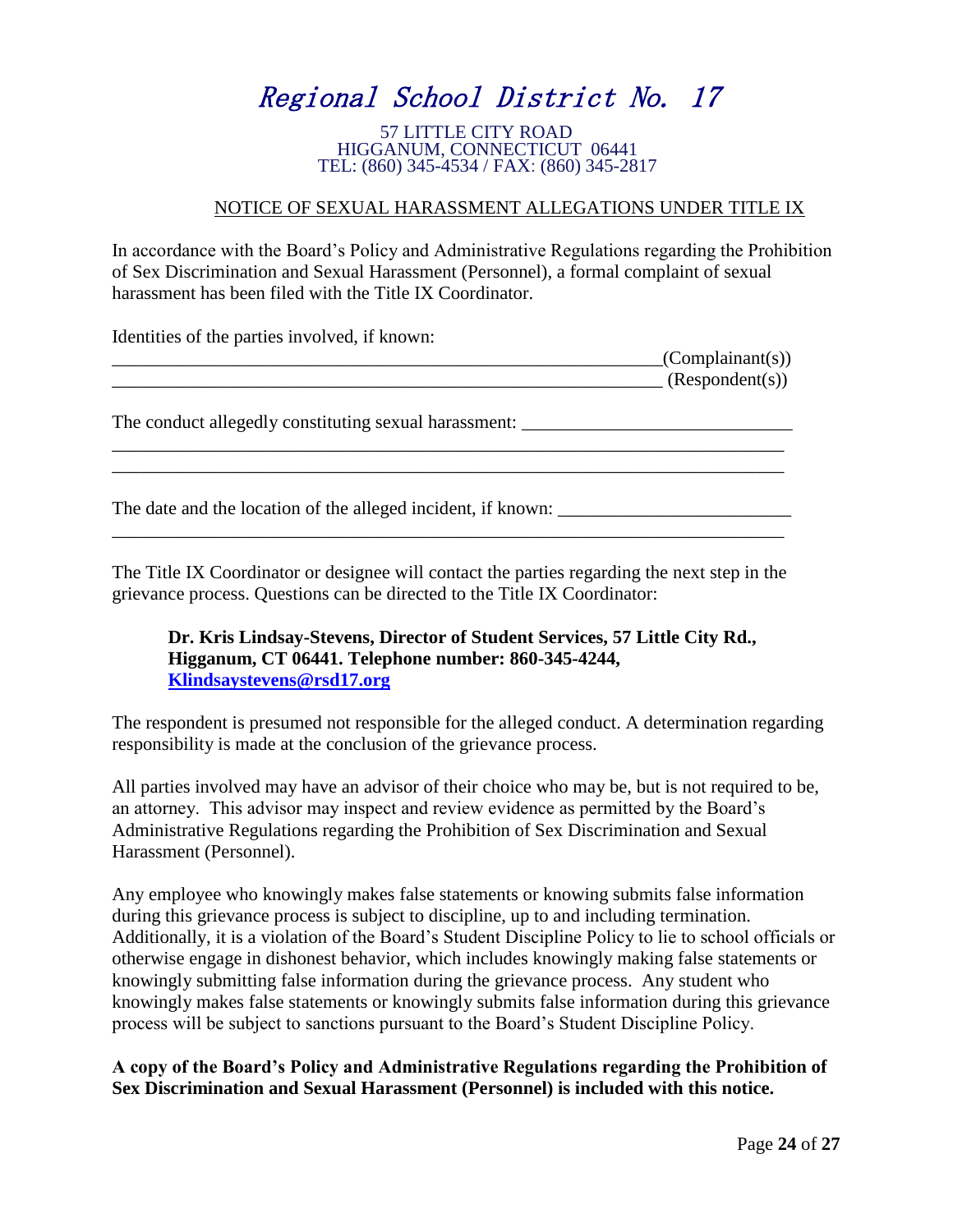# Regional School District No. 17

57 LITTLE CITY ROAD
HIGGANUM, CONNECTICUT 06441
TEL: (860) 345-4534 / FAX: (860) 345-2817

## NOTICE OF SEXUAL HARASSMENT ALLEGATIONS UNDER TITLE IX

In accordance with the Board's Policy and Administrative Regulations regarding the Prohibition of Sex Discrimination and Sexual Harassment (Personnel), a formal complaint of sexual harassment has been filed with the Title IX Coordinator.

Identities of the parties involved, if known:

_____________________________________________________________(Complainant(s))
_____________________________________________________________ (Respondent(s))

The conduct allegedly constituting sexual harassment: ____________________________
__________________________________________________________________________
__________________________________________________________________________

The date and the location of the alleged incident, if known: ________________________
__________________________________________________________________________

The Title IX Coordinator or designee will contact the parties regarding the next step in the grievance process. Questions can be directed to the Title IX Coordinator:

> **Dr. Kris Lindsay-Stevens, Director of Student Services, 57 Little City Rd., Higganum, CT 06441. Telephone number: 860-345-4244, Klindsaystevens@rsd17.org**

The respondent is presumed not responsible for the alleged conduct. A determination regarding responsibility is made at the conclusion of the grievance process.

All parties involved may have an advisor of their choice who may be, but is not required to be, an attorney. This advisor may inspect and review evidence as permitted by the Board's Administrative Regulations regarding the Prohibition of Sex Discrimination and Sexual Harassment (Personnel).

Any employee who knowingly makes false statements or knowing submits false information during this grievance process is subject to discipline, up to and including termination. Additionally, it is a violation of the Board's Student Discipline Policy to lie to school officials or otherwise engage in dishonest behavior, which includes knowingly making false statements or knowingly submitting false information during the grievance process. Any student who knowingly makes false statements or knowingly submits false information during this grievance process will be subject to sanctions pursuant to the Board's Student Discipline Policy.

**A copy of the Board's Policy and Administrative Regulations regarding the Prohibition of Sex Discrimination and Sexual Harassment (Personnel) is included with this notice.**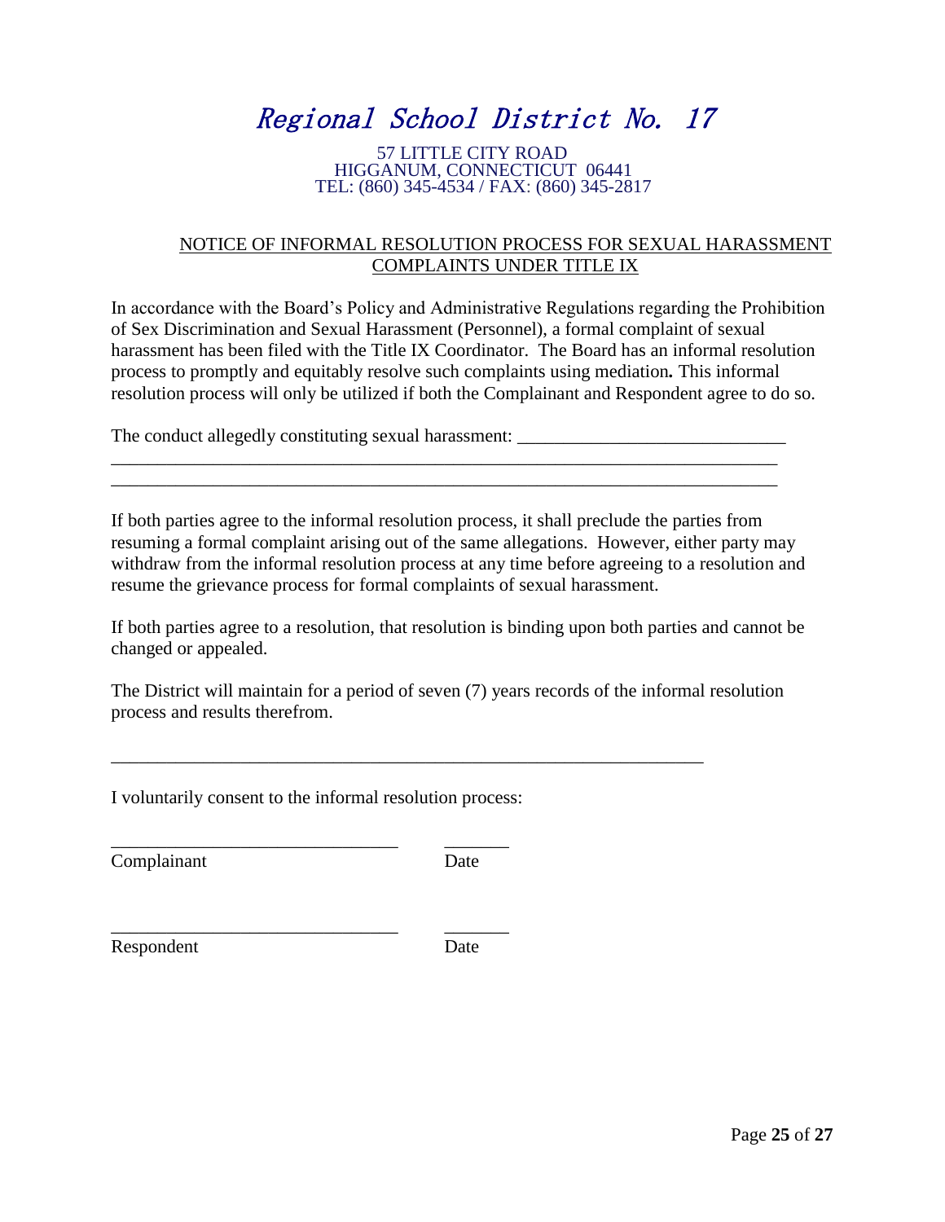# Regional School District No. 17

57 LITTLE CITY ROAD
HIGGANUM, CONNECTICUT 06441
TEL: (860) 345-4534 / FAX: (860) 345-2817

## NOTICE OF INFORMAL RESOLUTION PROCESS FOR SEXUAL HARASSMENT COMPLAINTS UNDER TITLE IX

In accordance with the Board's Policy and Administrative Regulations regarding the Prohibition of Sex Discrimination and Sexual Harassment (Personnel), a formal complaint of sexual harassment has been filed with the Title IX Coordinator. The Board has an informal resolution process to promptly and equitably resolve such complaints using mediation**.** This informal resolution process will only be utilized if both the Complainant and Respondent agree to do so.

The conduct allegedly constituting sexual harassment: ______________________________
___________________________________________________________________________
___________________________________________________________________________

If both parties agree to the informal resolution process, it shall preclude the parties from resuming a formal complaint arising out of the same allegations. However, either party may withdraw from the informal resolution process at any time before agreeing to a resolution and resume the grievance process for formal complaints of sexual harassment.

If both parties agree to a resolution, that resolution is binding upon both parties and cannot be changed or appealed.

The District will maintain for a period of seven (7) years records of the informal resolution process and results therefrom.

___________________________________________________________________

I voluntarily consent to the informal resolution process:

_______________________________ _______
Complainant Date

_______________________________ _______
Respondent Date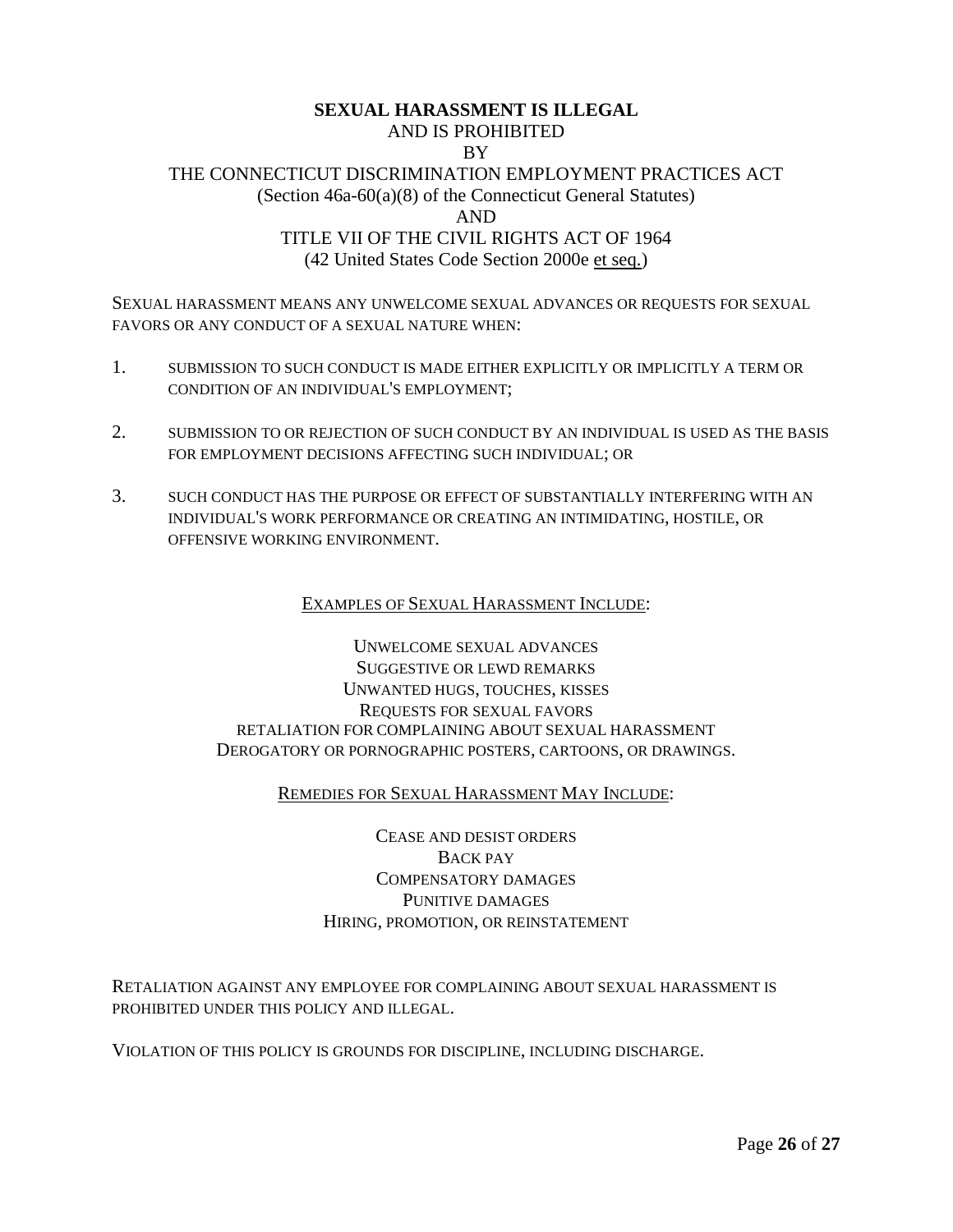# **SEXUAL HARASSMENT IS ILLEGAL**

AND IS PROHIBITED

BY

THE CONNECTICUT DISCRIMINATION EMPLOYMENT PRACTICES ACT

(Section 46a-60(a)(8) of the Connecticut General Statutes)

AND

TITLE VII OF THE CIVIL RIGHTS ACT OF 1964

(42 United States Code Section 2000e et seq.)

SEXUAL HARASSMENT MEANS ANY UNWELCOME SEXUAL ADVANCES OR REQUESTS FOR SEXUAL FAVORS OR ANY CONDUCT OF A SEXUAL NATURE WHEN:

1. SUBMISSION TO SUCH CONDUCT IS MADE EITHER EXPLICITLY OR IMPLICITLY A TERM OR CONDITION OF AN INDIVIDUAL'S EMPLOYMENT;
2. SUBMISSION TO OR REJECTION OF SUCH CONDUCT BY AN INDIVIDUAL IS USED AS THE BASIS FOR EMPLOYMENT DECISIONS AFFECTING SUCH INDIVIDUAL; OR
3. SUCH CONDUCT HAS THE PURPOSE OR EFFECT OF SUBSTANTIALLY INTERFERING WITH AN INDIVIDUAL'S WORK PERFORMANCE OR CREATING AN INTIMIDATING, HOSTILE, OR OFFENSIVE WORKING ENVIRONMENT.

EXAMPLES OF SEXUAL HARASSMENT INCLUDE:

UNWELCOME SEXUAL ADVANCES

SUGGESTIVE OR LEWD REMARKS

UNWANTED HUGS, TOUCHES, KISSES

REQUESTS FOR SEXUAL FAVORS

RETALIATION FOR COMPLAINING ABOUT SEXUAL HARASSMENT

DEROGATORY OR PORNOGRAPHIC POSTERS, CARTOONS, OR DRAWINGS.

REMEDIES FOR SEXUAL HARASSMENT MAY INCLUDE:

CEASE AND DESIST ORDERS

BACK PAY

COMPENSATORY DAMAGES

PUNITIVE DAMAGES

HIRING, PROMOTION, OR REINSTATEMENT

RETALIATION AGAINST ANY EMPLOYEE FOR COMPLAINING ABOUT SEXUAL HARASSMENT IS PROHIBITED UNDER THIS POLICY AND ILLEGAL.

VIOLATION OF THIS POLICY IS GROUNDS FOR DISCIPLINE, INCLUDING DISCHARGE.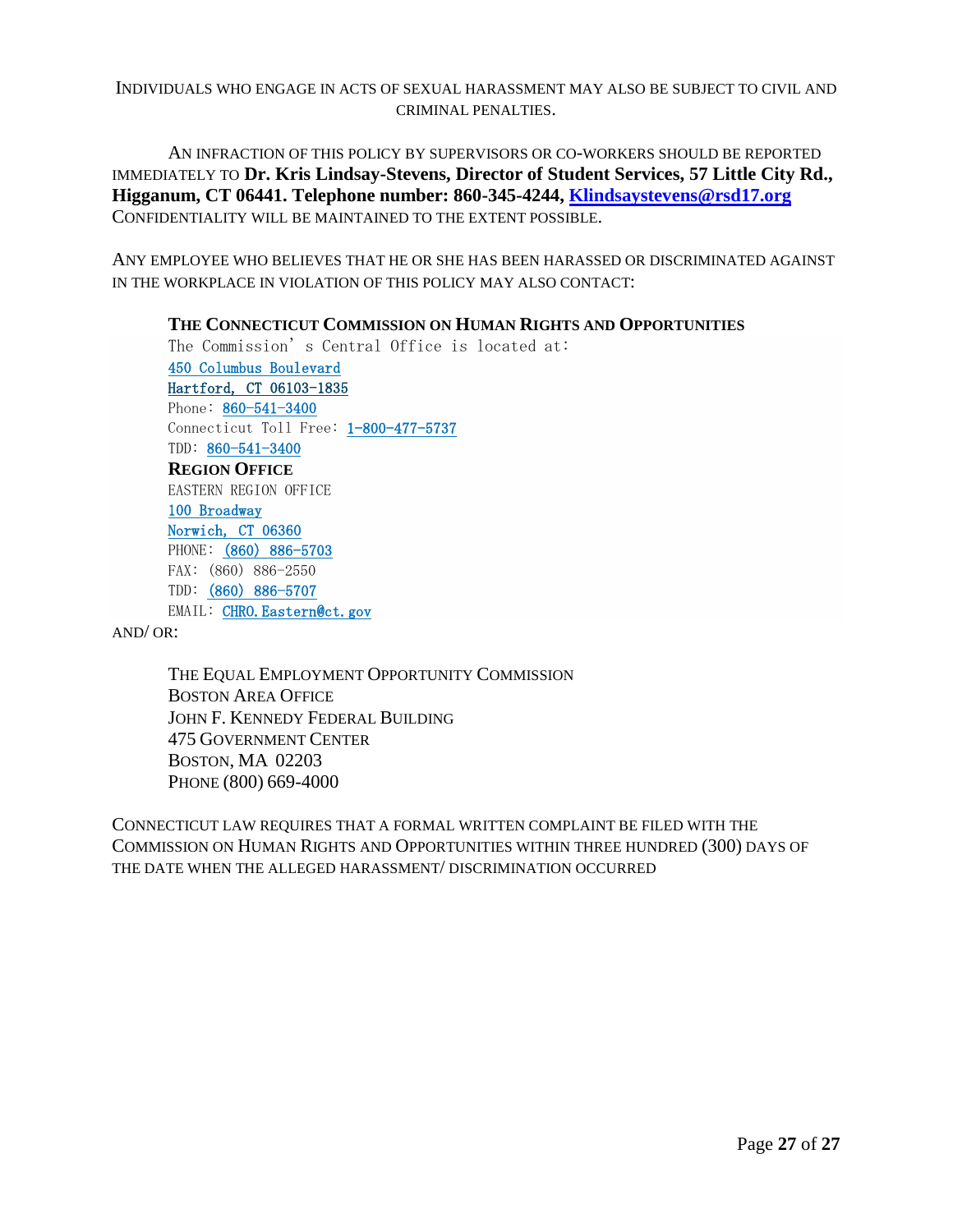INDIVIDUALS WHO ENGAGE IN ACTS OF SEXUAL HARASSMENT MAY ALSO BE SUBJECT TO CIVIL AND CRIMINAL PENALTIES.

AN INFRACTION OF THIS POLICY BY SUPERVISORS OR CO-WORKERS SHOULD BE REPORTED IMMEDIATELY TO **Dr. Kris Lindsay-Stevens, Director of Student Services, 57 Little City Rd., Higganum, CT 06441. Telephone number: 860-345-4244, Klindsaystevens@rsd17.org** CONFIDENTIALITY WILL BE MAINTAINED TO THE EXTENT POSSIBLE.

ANY EMPLOYEE WHO BELIEVES THAT HE OR SHE HAS BEEN HARASSED OR DISCRIMINATED AGAINST IN THE WORKPLACE IN VIOLATION OF THIS POLICY MAY ALSO CONTACT:

**THE CONNECTICUT COMMISSION ON HUMAN RIGHTS AND OPPORTUNITIES**
The Commission's Central Office is located at:
450 Columbus Boulevard
Hartford, CT 06103-1835
Phone: 860-541-3400
Connecticut Toll Free: 1-800-477-5737
TDD: 860-541-3400

**REGION OFFICE**
EASTERN REGION OFFICE
100 Broadway
Norwich, CT 06360
PHONE: (860) 886-5703
FAX: (860) 886-2550
TDD: (860) 886-5707
EMAIL: CHRO.Eastern@ct.gov

AND/ OR:

THE EQUAL EMPLOYMENT OPPORTUNITY COMMISSION
BOSTON AREA OFFICE
JOHN F. KENNEDY FEDERAL BUILDING
475 GOVERNMENT CENTER
BOSTON, MA 02203
PHONE (800) 669-4000

CONNECTICUT LAW REQUIRES THAT A FORMAL WRITTEN COMPLAINT BE FILED WITH THE COMMISSION ON HUMAN RIGHTS AND OPPORTUNITIES WITHIN THREE HUNDRED (300) DAYS OF THE DATE WHEN THE ALLEGED HARASSMENT/ DISCRIMINATION OCCURRED